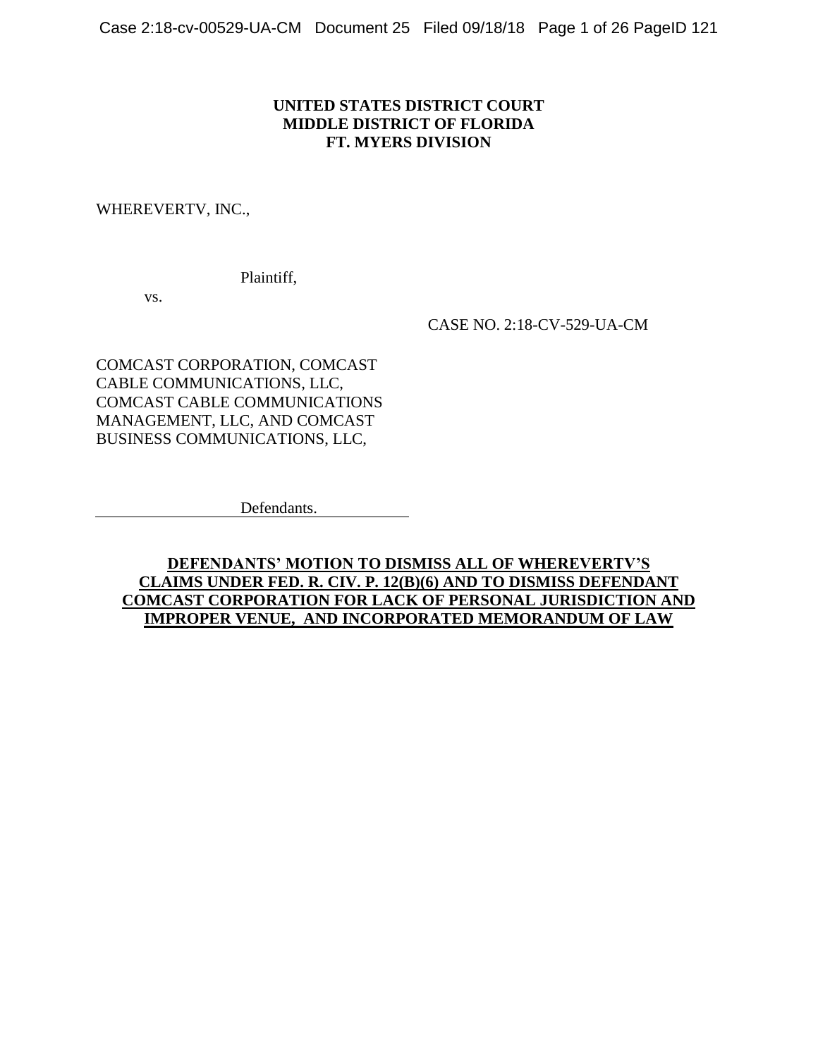**UNITED STATES DISTRICT COURT**
**MIDDLE DISTRICT OF FLORIDA**
**FT. MYERS DIVISION**

WHEREVERTV, INC.,

Plaintiff,

vs.

CASE NO. 2:18-CV-529-UA-CM

COMCAST CORPORATION, COMCAST CABLE COMMUNICATIONS, LLC, COMCAST CABLE COMMUNICATIONS MANAGEMENT, LLC, AND COMCAST BUSINESS COMMUNICATIONS, LLC,

Defendants.

**DEFENDANTS' MOTION TO DISMISS ALL OF WHEREVERTV'S CLAIMS UNDER FED. R. CIV. P. 12(B)(6) AND TO DISMISS DEFENDANT COMCAST CORPORATION FOR LACK OF PERSONAL JURISDICTION AND IMPROPER VENUE, AND INCORPORATED MEMORANDUM OF LAW**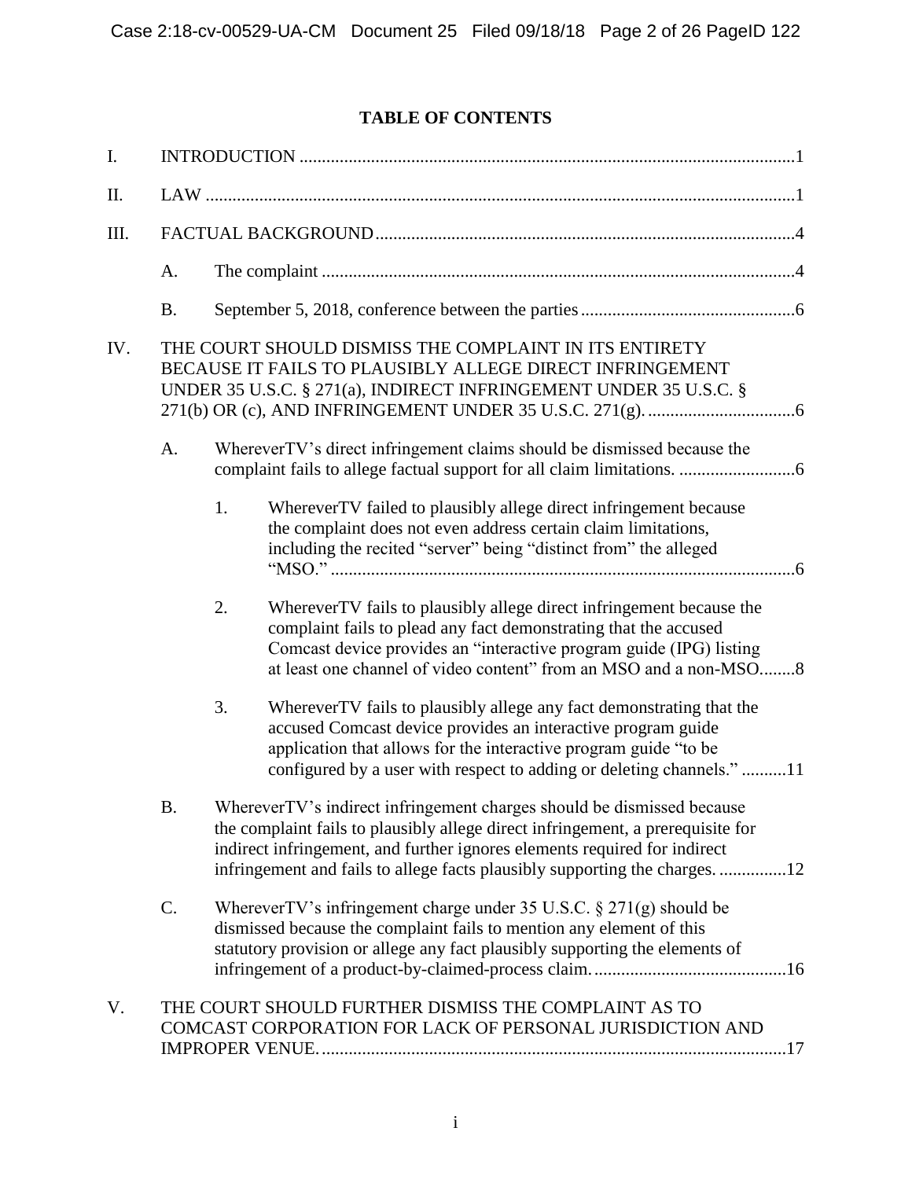# TABLE OF CONTENTS

I. INTRODUCTION .......... 1

II. LAW .......... 1

III. FACTUAL BACKGROUND .......... 4

- A. The complaint .......... 4
- B. September 5, 2018, conference between the parties .......... 6

IV. THE COURT SHOULD DISMISS THE COMPLAINT IN ITS ENTIRETY BECAUSE IT FAILS TO PLAUSIBLY ALLEGE DIRECT INFRINGEMENT UNDER 35 U.S.C. § 271(a), INDIRECT INFRINGEMENT UNDER 35 U.S.C. § 271(b) OR (c), AND INFRINGEMENT UNDER 35 U.S.C. 271(g). .......... 6

- A. WhereverTV's direct infringement claims should be dismissed because the complaint fails to allege factual support for all claim limitations. .......... 6
  - 1. WhereverTV failed to plausibly allege direct infringement because the complaint does not even address certain claim limitations, including the recited "server" being "distinct from" the alleged "MSO." .......... 6
  - 2. WhereverTV fails to plausibly allege direct infringement because the complaint fails to plead any fact demonstrating that the accused Comcast device provides an "interactive program guide (IPG) listing at least one channel of video content" from an MSO and a non-MSO .......... 8
  - 3. WhereverTV fails to plausibly allege any fact demonstrating that the accused Comcast device provides an interactive program guide application that allows for the interactive program guide "to be configured by a user with respect to adding or deleting channels." .......... 11
- B. WhereverTV's indirect infringement charges should be dismissed because the complaint fails to plausibly allege direct infringement, a prerequisite for indirect infringement, and further ignores elements required for indirect infringement and fails to allege facts plausibly supporting the charges. .......... 12
- C. WhereverTV's infringement charge under 35 U.S.C. § 271(g) should be dismissed because the complaint fails to mention any element of this statutory provision or allege any fact plausibly supporting the elements of infringement of a product-by-claimed-process claim. .......... 16

V. THE COURT SHOULD FURTHER DISMISS THE COMPLAINT AS TO COMCAST CORPORATION FOR LACK OF PERSONAL JURISDICTION AND IMPROPER VENUE. .......... 17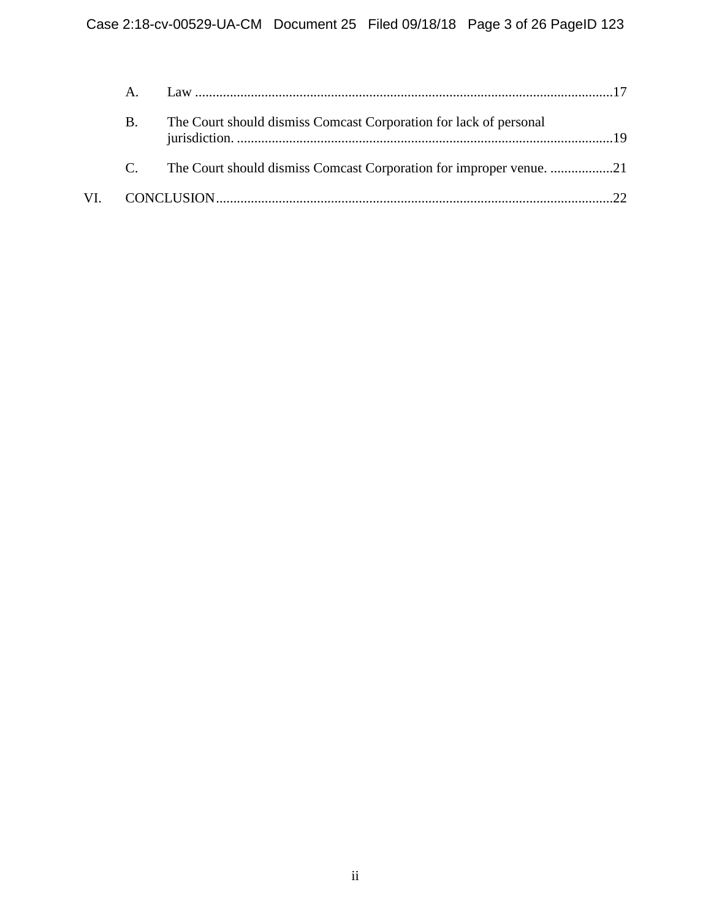A. Law ....................................................................................................................17

B. The Court should dismiss Comcast Corporation for lack of personal jurisdiction. ...........................................................................................................19

C. The Court should dismiss Comcast Corporation for improper venue. ..................21

VI. CONCLUSION.................................................................................................................22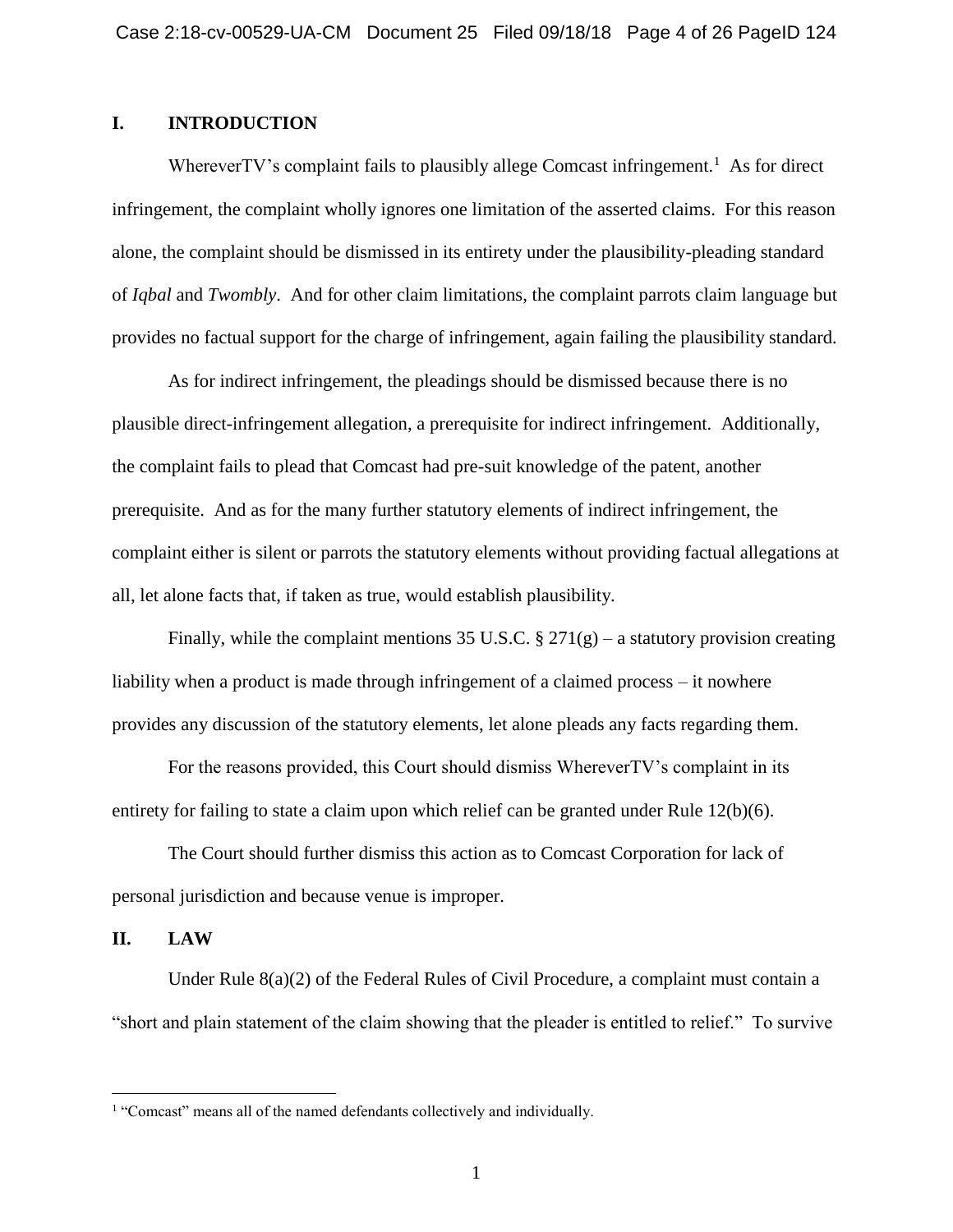## I. INTRODUCTION

WhereverTV's complaint fails to plausibly allege Comcast infringement.[1] As for direct infringement, the complaint wholly ignores one limitation of the asserted claims. For this reason alone, the complaint should be dismissed in its entirety under the plausibility-pleading standard of *Iqbal* and *Twombly*. And for other claim limitations, the complaint parrots claim language but provides no factual support for the charge of infringement, again failing the plausibility standard.

As for indirect infringement, the pleadings should be dismissed because there is no plausible direct-infringement allegation, a prerequisite for indirect infringement. Additionally, the complaint fails to plead that Comcast had pre-suit knowledge of the patent, another prerequisite. And as for the many further statutory elements of indirect infringement, the complaint either is silent or parrots the statutory elements without providing factual allegations at all, let alone facts that, if taken as true, would establish plausibility.

Finally, while the complaint mentions 35 U.S.C. § 271(g) – a statutory provision creating liability when a product is made through infringement of a claimed process – it nowhere provides any discussion of the statutory elements, let alone pleads any facts regarding them.

For the reasons provided, this Court should dismiss WhereverTV's complaint in its entirety for failing to state a claim upon which relief can be granted under Rule 12(b)(6).

The Court should further dismiss this action as to Comcast Corporation for lack of personal jurisdiction and because venue is improper.

## II. LAW

Under Rule 8(a)(2) of the Federal Rules of Civil Procedure, a complaint must contain a "short and plain statement of the claim showing that the pleader is entitled to relief." To survive

---

[1] "Comcast" means all of the named defendants collectively and individually.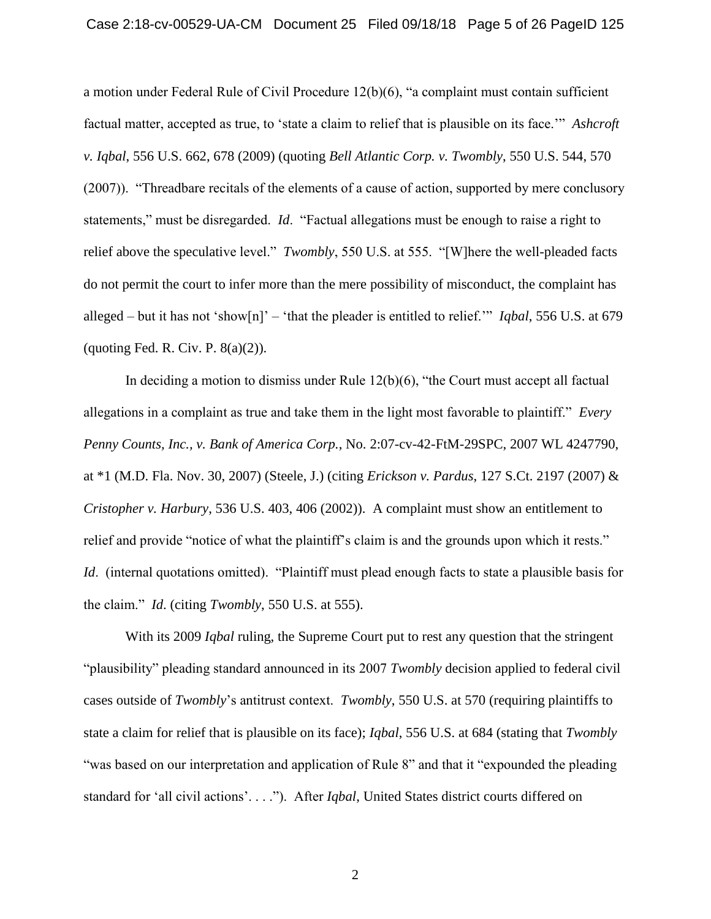a motion under Federal Rule of Civil Procedure 12(b)(6), "a complaint must contain sufficient factual matter, accepted as true, to 'state a claim to relief that is plausible on its face.'" *Ashcroft v. Iqbal*, 556 U.S. 662, 678 (2009) (quoting *Bell Atlantic Corp. v. Twombly*, 550 U.S. 544, 570 (2007)). "Threadbare recitals of the elements of a cause of action, supported by mere conclusory statements," must be disregarded. *Id*. "Factual allegations must be enough to raise a right to relief above the speculative level." *Twombly*, 550 U.S. at 555. "[W]here the well-pleaded facts do not permit the court to infer more than the mere possibility of misconduct, the complaint has alleged – but it has not 'show[n]' – 'that the pleader is entitled to relief.'" *Iqbal*, 556 U.S. at 679 (quoting Fed. R. Civ. P. 8(a)(2)).

In deciding a motion to dismiss under Rule 12(b)(6), "the Court must accept all factual allegations in a complaint as true and take them in the light most favorable to plaintiff." *Every Penny Counts, Inc., v. Bank of America Corp.*, No. 2:07-cv-42-FtM-29SPC, 2007 WL 4247790, at *1 (M.D. Fla. Nov. 30, 2007) (Steele, J.) (citing *Erickson v. Pardus*, 127 S.Ct. 2197 (2007) & *Cristopher v. Harbury*, 536 U.S. 403, 406 (2002)). A complaint must show an entitlement to relief and provide "notice of what the plaintiff's claim is and the grounds upon which it rests." *Id*. (internal quotations omitted). "Plaintiff must plead enough facts to state a plausible basis for the claim." *Id*. (citing *Twombly*, 550 U.S. at 555).

With its 2009 *Iqbal* ruling, the Supreme Court put to rest any question that the stringent "plausibility" pleading standard announced in its 2007 *Twombly* decision applied to federal civil cases outside of *Twombly*'s antitrust context. *Twombly*, 550 U.S. at 570 (requiring plaintiffs to state a claim for relief that is plausible on its face); *Iqbal*, 556 U.S. at 684 (stating that *Twombly* "was based on our interpretation and application of Rule 8" and that it "expounded the pleading standard for 'all civil actions'. . . ."). After *Iqbal*, United States district courts differed on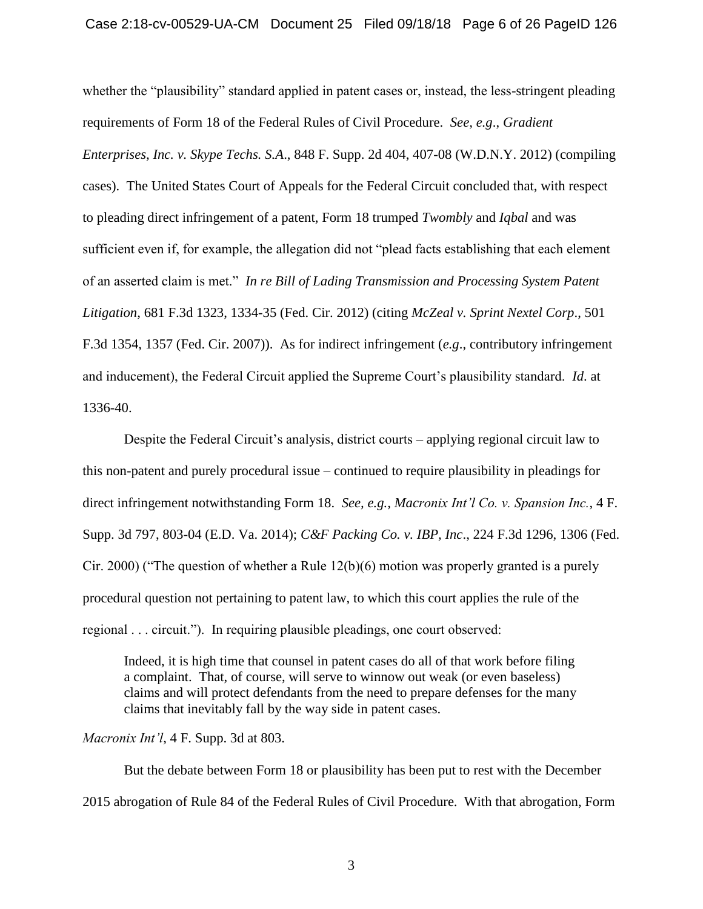whether the "plausibility" standard applied in patent cases or, instead, the less-stringent pleading requirements of Form 18 of the Federal Rules of Civil Procedure. *See, e.g*., *Gradient Enterprises, Inc. v. Skype Techs. S.A*., 848 F. Supp. 2d 404, 407-08 (W.D.N.Y. 2012) (compiling cases). The United States Court of Appeals for the Federal Circuit concluded that, with respect to pleading direct infringement of a patent, Form 18 trumped *Twombly* and *Iqbal* and was sufficient even if, for example, the allegation did not "plead facts establishing that each element of an asserted claim is met." *In re Bill of Lading Transmission and Processing System Patent Litigation*, 681 F.3d 1323, 1334-35 (Fed. Cir. 2012) (citing *McZeal v. Sprint Nextel Corp*., 501 F.3d 1354, 1357 (Fed. Cir. 2007)). As for indirect infringement (*e.g*., contributory infringement and inducement), the Federal Circuit applied the Supreme Court's plausibility standard. *Id*. at 1336-40.

Despite the Federal Circuit's analysis, district courts – applying regional circuit law to this non-patent and purely procedural issue – continued to require plausibility in pleadings for direct infringement notwithstanding Form 18. *See, e.g.*, *Macronix Int'l Co. v. Spansion Inc.*, 4 F. Supp. 3d 797, 803-04 (E.D. Va. 2014); *C&F Packing Co. v. IBP, Inc*., 224 F.3d 1296, 1306 (Fed. Cir. 2000) ("The question of whether a Rule 12(b)(6) motion was properly granted is a purely procedural question not pertaining to patent law, to which this court applies the rule of the regional . . . circuit."). In requiring plausible pleadings, one court observed:

> Indeed, it is high time that counsel in patent cases do all of that work before filing a complaint. That, of course, will serve to winnow out weak (or even baseless) claims and will protect defendants from the need to prepare defenses for the many claims that inevitably fall by the way side in patent cases.

*Macronix Int'l*, 4 F. Supp. 3d at 803.

But the debate between Form 18 or plausibility has been put to rest with the December 2015 abrogation of Rule 84 of the Federal Rules of Civil Procedure. With that abrogation, Form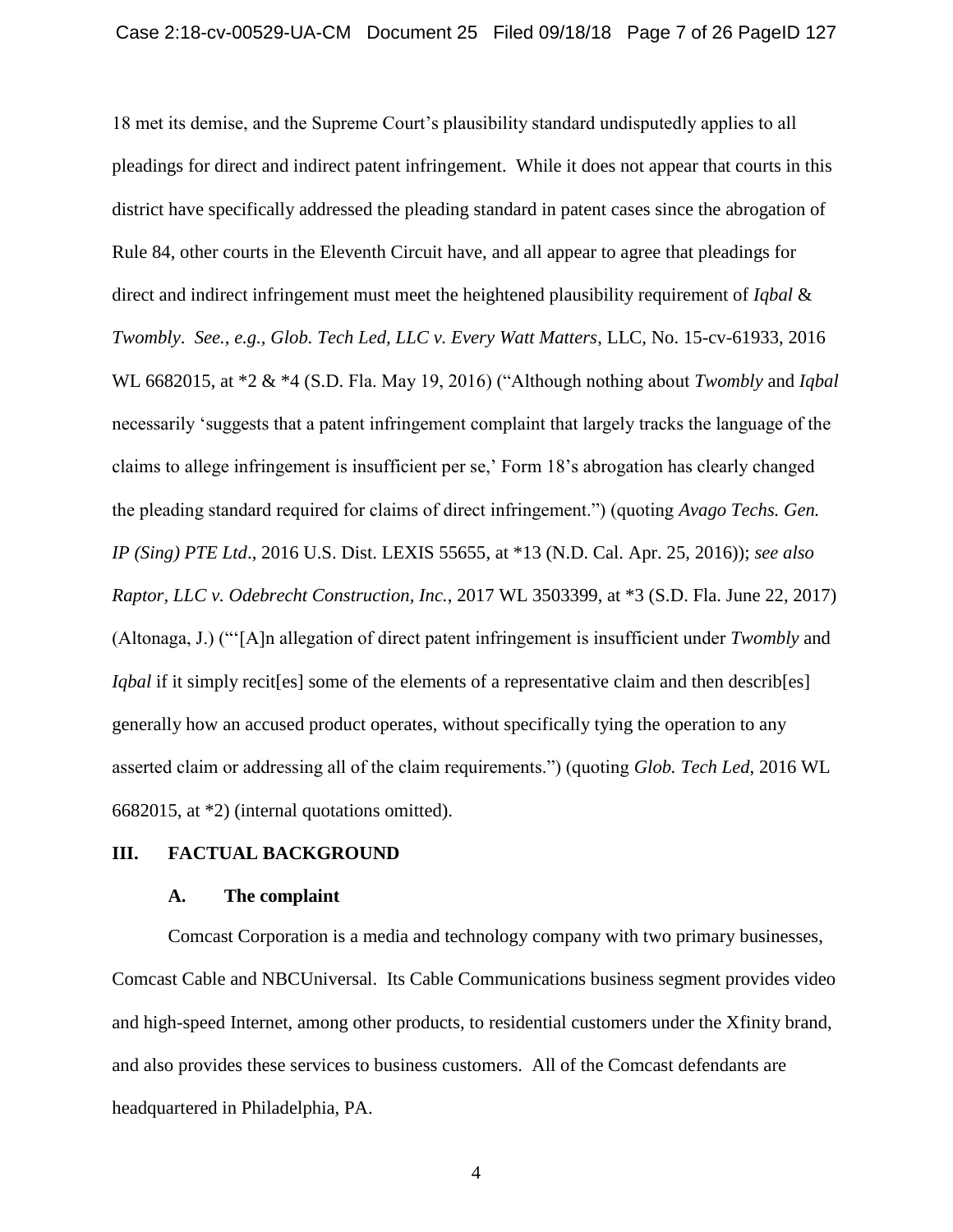18 met its demise, and the Supreme Court's plausibility standard undisputedly applies to all pleadings for direct and indirect patent infringement. While it does not appear that courts in this district have specifically addressed the pleading standard in patent cases since the abrogation of Rule 84, other courts in the Eleventh Circuit have, and all appear to agree that pleadings for direct and indirect infringement must meet the heightened plausibility requirement of *Iqbal* & *Twombly*. *See, e.g.*, *Glob. Tech Led, LLC v. Every Watt Matters*, LLC, No. 15-cv-61933, 2016 WL 6682015, at *2 & *4 (S.D. Fla. May 19, 2016) ("Although nothing about *Twombly* and *Iqbal* necessarily 'suggests that a patent infringement complaint that largely tracks the language of the claims to allege infringement is insufficient per se,' Form 18's abrogation has clearly changed the pleading standard required for claims of direct infringement.") (quoting *Avago Techs. Gen. IP (Sing) PTE Ltd*., 2016 U.S. Dist. LEXIS 55655, at *13 (N.D. Cal. Apr. 25, 2016)); *see also Raptor, LLC v. Odebrecht Construction, Inc.*, 2017 WL 3503399, at *3 (S.D. Fla. June 22, 2017) (Altonaga, J.) ("'[A]n allegation of direct patent infringement is insufficient under *Twombly* and *Iqbal* if it simply recit[es] some of the elements of a representative claim and then describ[es] generally how an accused product operates, without specifically tying the operation to any asserted claim or addressing all of the claim requirements.") (quoting *Glob. Tech Led*, 2016 WL 6682015, at *2) (internal quotations omitted).

## III. FACTUAL BACKGROUND

### A. The complaint

Comcast Corporation is a media and technology company with two primary businesses, Comcast Cable and NBCUniversal. Its Cable Communications business segment provides video and high-speed Internet, among other products, to residential customers under the Xfinity brand, and also provides these services to business customers. All of the Comcast defendants are headquartered in Philadelphia, PA.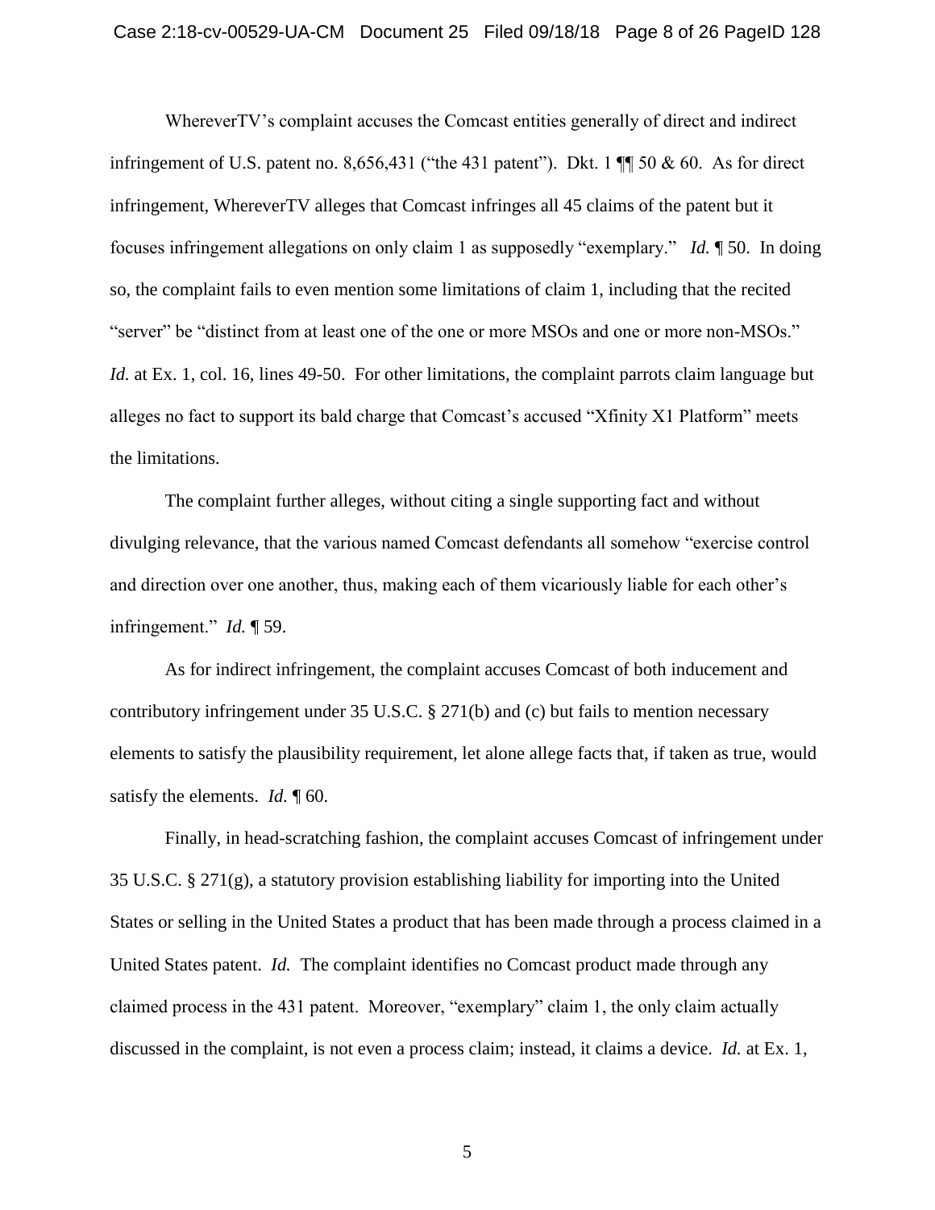WhereverTV's complaint accuses the Comcast entities generally of direct and indirect infringement of U.S. patent no. 8,656,431 ("the 431 patent"). Dkt. 1 ¶¶ 50 & 60. As for direct infringement, WhereverTV alleges that Comcast infringes all 45 claims of the patent but it focuses infringement allegations on only claim 1 as supposedly "exemplary." *Id.* ¶ 50. In doing so, the complaint fails to even mention some limitations of claim 1, including that the recited "server" be "distinct from at least one of the one or more MSOs and one or more non-MSOs." *Id.* at Ex. 1, col. 16, lines 49-50. For other limitations, the complaint parrots claim language but alleges no fact to support its bald charge that Comcast's accused "Xfinity X1 Platform" meets the limitations.

The complaint further alleges, without citing a single supporting fact and without divulging relevance, that the various named Comcast defendants all somehow "exercise control and direction over one another, thus, making each of them vicariously liable for each other's infringement." *Id.* ¶ 59.

As for indirect infringement, the complaint accuses Comcast of both inducement and contributory infringement under 35 U.S.C. § 271(b) and (c) but fails to mention necessary elements to satisfy the plausibility requirement, let alone allege facts that, if taken as true, would satisfy the elements. *Id.* ¶ 60.

Finally, in head-scratching fashion, the complaint accuses Comcast of infringement under 35 U.S.C. § 271(g), a statutory provision establishing liability for importing into the United States or selling in the United States a product that has been made through a process claimed in a United States patent. *Id.* The complaint identifies no Comcast product made through any claimed process in the 431 patent. Moreover, "exemplary" claim 1, the only claim actually discussed in the complaint, is not even a process claim; instead, it claims a device. *Id.* at Ex. 1,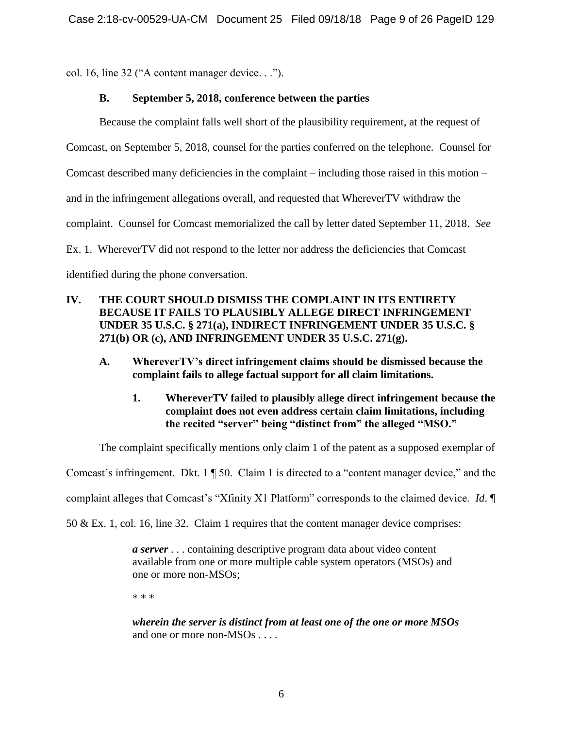col. 16, line 32 ("A content manager device. . .").

### B. September 5, 2018, conference between the parties

Because the complaint falls well short of the plausibility requirement, at the request of Comcast, on September 5, 2018, counsel for the parties conferred on the telephone. Counsel for Comcast described many deficiencies in the complaint – including those raised in this motion – and in the infringement allegations overall, and requested that WhereverTV withdraw the complaint. Counsel for Comcast memorialized the call by letter dated September 11, 2018. *See* Ex. 1. WhereverTV did not respond to the letter nor address the deficiencies that Comcast identified during the phone conversation.

## IV. THE COURT SHOULD DISMISS THE COMPLAINT IN ITS ENTIRETY BECAUSE IT FAILS TO PLAUSIBLY ALLEGE DIRECT INFRINGEMENT UNDER 35 U.S.C. § 271(a), INDIRECT INFRINGEMENT UNDER 35 U.S.C. § 271(b) OR (c), AND INFRINGEMENT UNDER 35 U.S.C. 271(g).

### A. WhereverTV's direct infringement claims should be dismissed because the complaint fails to allege factual support for all claim limitations.

#### 1. WhereverTV failed to plausibly allege direct infringement because the complaint does not even address certain claim limitations, including the recited "server" being "distinct from" the alleged "MSO."

The complaint specifically mentions only claim 1 of the patent as a supposed exemplar of Comcast's infringement. Dkt. 1 ¶ 50. Claim 1 is directed to a "content manager device," and the complaint alleges that Comcast's "Xfinity X1 Platform" corresponds to the claimed device. *Id*. ¶ 50 & Ex. 1, col. 16, line 32. Claim 1 requires that the content manager device comprises:

> ***a server*** . . . containing descriptive program data about video content available from one or more multiple cable system operators (MSOs) and one or more non-MSOs;
>
> \* \* \*
>
> ***wherein the server is distinct from at least one of the one or more MSOs*** and one or more non-MSOs . . . .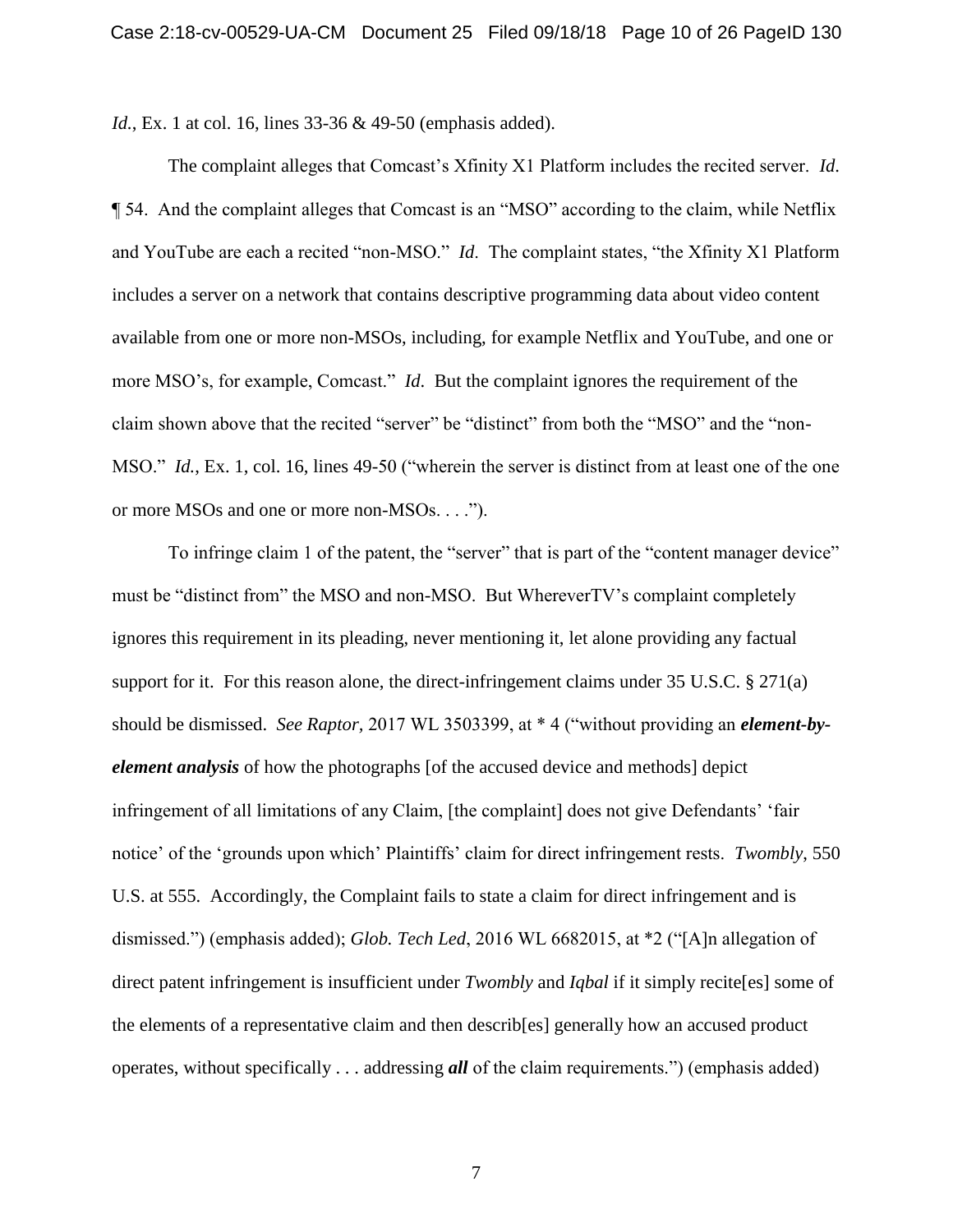*Id.*, Ex. 1 at col. 16, lines 33-36 & 49-50 (emphasis added).

The complaint alleges that Comcast's Xfinity X1 Platform includes the recited server. *Id.* ¶ 54. And the complaint alleges that Comcast is an "MSO" according to the claim, while Netflix and YouTube are each a recited "non-MSO." *Id.* The complaint states, "the Xfinity X1 Platform includes a server on a network that contains descriptive programming data about video content available from one or more non-MSOs, including, for example Netflix and YouTube, and one or more MSO's, for example, Comcast." *Id.* But the complaint ignores the requirement of the claim shown above that the recited "server" be "distinct" from both the "MSO" and the "non-MSO." *Id.*, Ex. 1, col. 16, lines 49-50 ("wherein the server is distinct from at least one of the one or more MSOs and one or more non-MSOs. . . .").

To infringe claim 1 of the patent, the "server" that is part of the "content manager device" must be "distinct from" the MSO and non-MSO. But WhereverTV's complaint completely ignores this requirement in its pleading, never mentioning it, let alone providing any factual support for it. For this reason alone, the direct-infringement claims under 35 U.S.C. § 271(a) should be dismissed. *See Raptor,* 2017 WL 3503399, at * 4 ("without providing an ***element-by-element analysis*** of how the photographs [of the accused device and methods] depict infringement of all limitations of any Claim, [the complaint] does not give Defendants' 'fair notice' of the 'grounds upon which' Plaintiffs' claim for direct infringement rests. *Twombly*, 550 U.S. at 555. Accordingly, the Complaint fails to state a claim for direct infringement and is dismissed.") (emphasis added); *Glob. Tech Led*, 2016 WL 6682015, at *2 ("[A]n allegation of direct patent infringement is insufficient under *Twombly* and *Iqbal* if it simply recite[es] some of the elements of a representative claim and then describ[es] generally how an accused product operates, without specifically . . . addressing ***all*** of the claim requirements.") (emphasis added)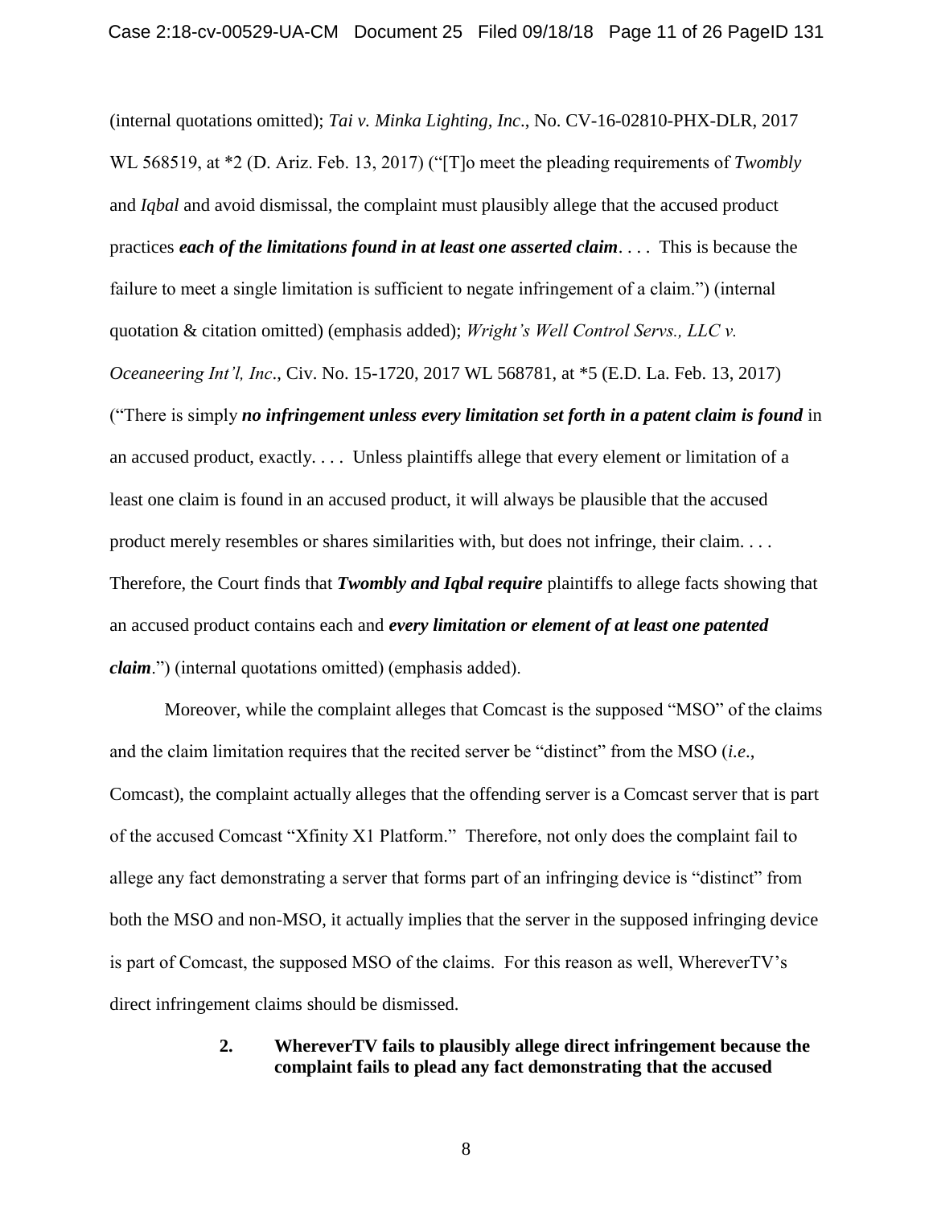(internal quotations omitted); *Tai v. Minka Lighting, Inc*., No. CV-16-02810-PHX-DLR, 2017 WL 568519, at *2 (D. Ariz. Feb. 13, 2017) ("[T]o meet the pleading requirements of *Twombly* and *Iqbal* and avoid dismissal, the complaint must plausibly allege that the accused product practices ***each of the limitations found in at least one asserted claim***. . . . This is because the failure to meet a single limitation is sufficient to negate infringement of a claim.") (internal quotation & citation omitted) (emphasis added); *Wright's Well Control Servs., LLC v. Oceaneering Int'l, Inc*., Civ. No. 15-1720, 2017 WL 568781, at *5 (E.D. La. Feb. 13, 2017) ("There is simply ***no infringement unless every limitation set forth in a patent claim is found*** in an accused product, exactly. . . . Unless plaintiffs allege that every element or limitation of a least one claim is found in an accused product, it will always be plausible that the accused product merely resembles or shares similarities with, but does not infringe, their claim. . . . Therefore, the Court finds that ***Twombly and Iqbal require*** plaintiffs to allege facts showing that an accused product contains each and ***every limitation or element of at least one patented claim***.") (internal quotations omitted) (emphasis added).

Moreover, while the complaint alleges that Comcast is the supposed "MSO" of the claims and the claim limitation requires that the recited server be "distinct" from the MSO (*i.e*., Comcast), the complaint actually alleges that the offending server is a Comcast server that is part of the accused Comcast "Xfinity X1 Platform." Therefore, not only does the complaint fail to allege any fact demonstrating a server that forms part of an infringing device is "distinct" from both the MSO and non-MSO, it actually implies that the server in the supposed infringing device is part of Comcast, the supposed MSO of the claims. For this reason as well, WhereverTV's direct infringement claims should be dismissed.

**2. WhereverTV fails to plausibly allege direct infringement because the complaint fails to plead any fact demonstrating that the accused**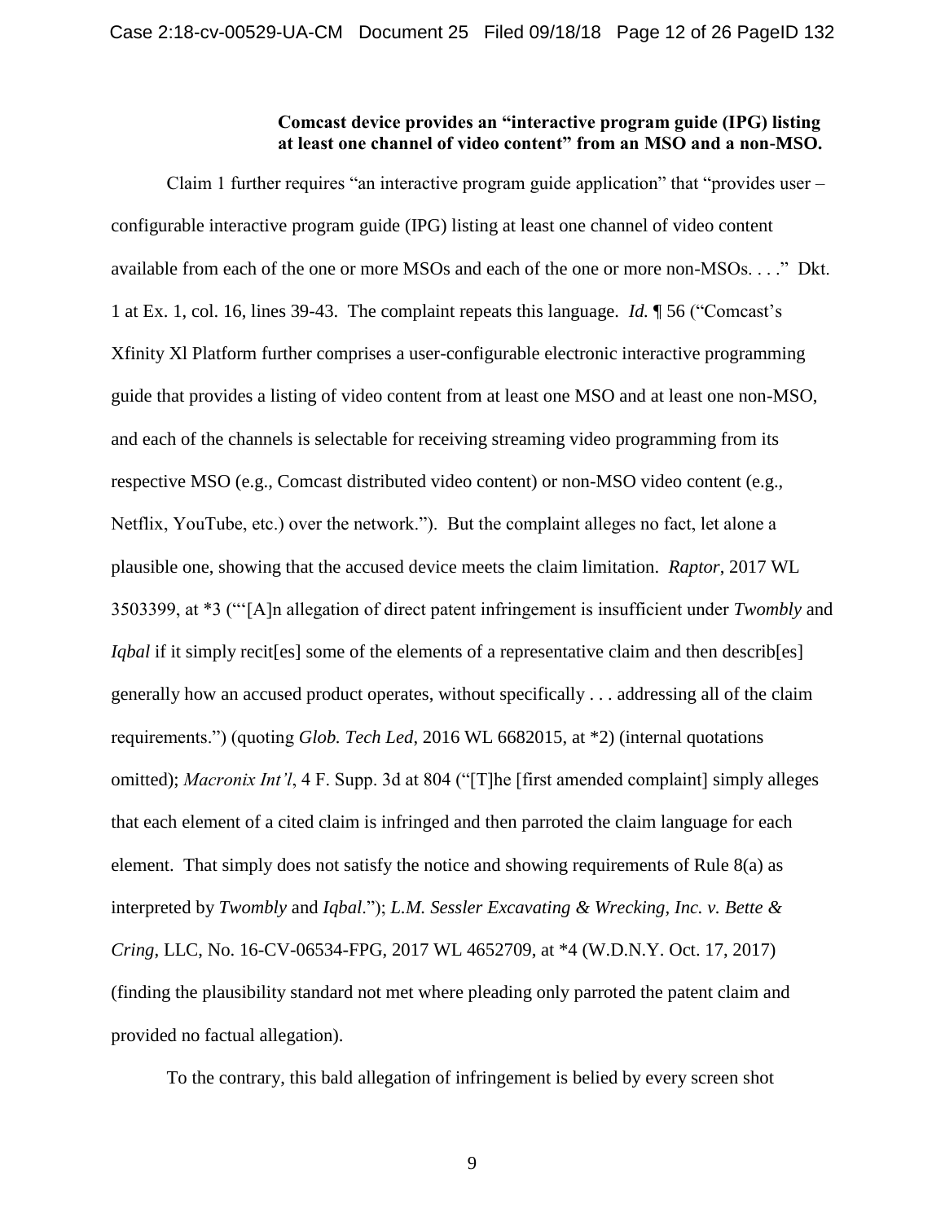**Comcast device provides an "interactive program guide (IPG) listing at least one channel of video content" from an MSO and a non-MSO.**

Claim 1 further requires "an interactive program guide application" that "provides user – configurable interactive program guide (IPG) listing at least one channel of video content available from each of the one or more MSOs and each of the one or more non-MSOs. . . ." Dkt. 1 at Ex. 1, col. 16, lines 39-43. The complaint repeats this language. *Id.* ¶ 56 ("Comcast's Xfinity Xl Platform further comprises a user-configurable electronic interactive programming guide that provides a listing of video content from at least one MSO and at least one non-MSO, and each of the channels is selectable for receiving streaming video programming from its respective MSO (e.g., Comcast distributed video content) or non-MSO video content (e.g., Netflix, YouTube, etc.) over the network."). But the complaint alleges no fact, let alone a plausible one, showing that the accused device meets the claim limitation. *Raptor*, 2017 WL 3503399, at *3 ("'[A]n allegation of direct patent infringement is insufficient under *Twombly* and *Iqbal* if it simply recit[es] some of the elements of a representative claim and then describ[es] generally how an accused product operates, without specifically . . . addressing all of the claim requirements.") (quoting *Glob. Tech Led*, 2016 WL 6682015, at *2) (internal quotations omitted); *Macronix Int'l*, 4 F. Supp. 3d at 804 ("[T]he [first amended complaint] simply alleges that each element of a cited claim is infringed and then parroted the claim language for each element. That simply does not satisfy the notice and showing requirements of Rule 8(a) as interpreted by *Twombly* and *Iqbal*."); *L.M. Sessler Excavating & Wrecking, Inc. v. Bette & Cring*, LLC, No. 16-CV-06534-FPG, 2017 WL 4652709, at *4 (W.D.N.Y. Oct. 17, 2017) (finding the plausibility standard not met where pleading only parroted the patent claim and provided no factual allegation).

To the contrary, this bald allegation of infringement is belied by every screen shot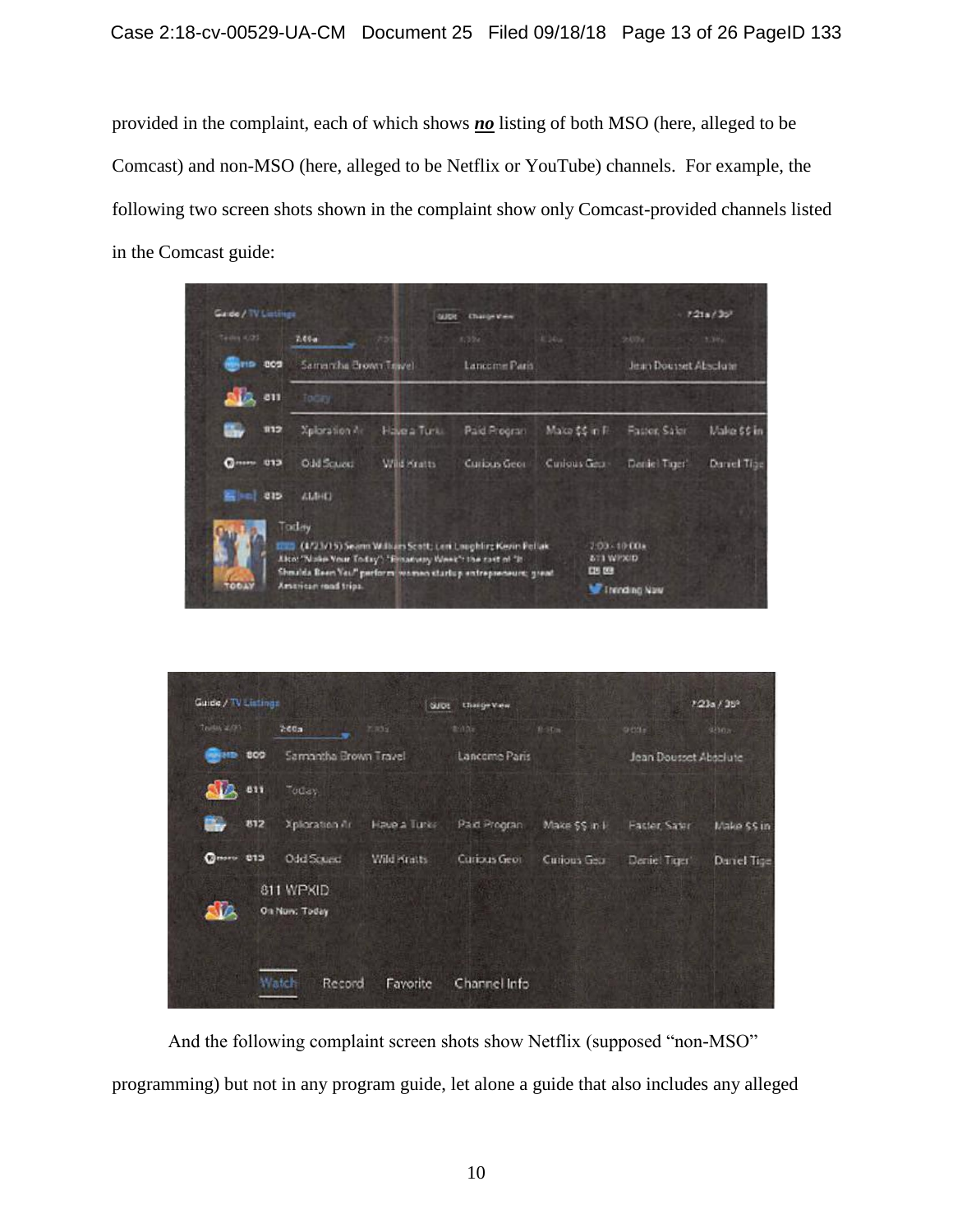provided in the complaint, each of which shows ***no*** listing of both MSO (here, alleged to be Comcast) and non-MSO (here, alleged to be Netflix or YouTube) channels. For example, the following two screen shots shown in the complaint show only Comcast-provided channels listed in the Comcast guide:

And the following complaint screen shots show Netflix (supposed "non-MSO" programming) but not in any program guide, let alone a guide that also includes any alleged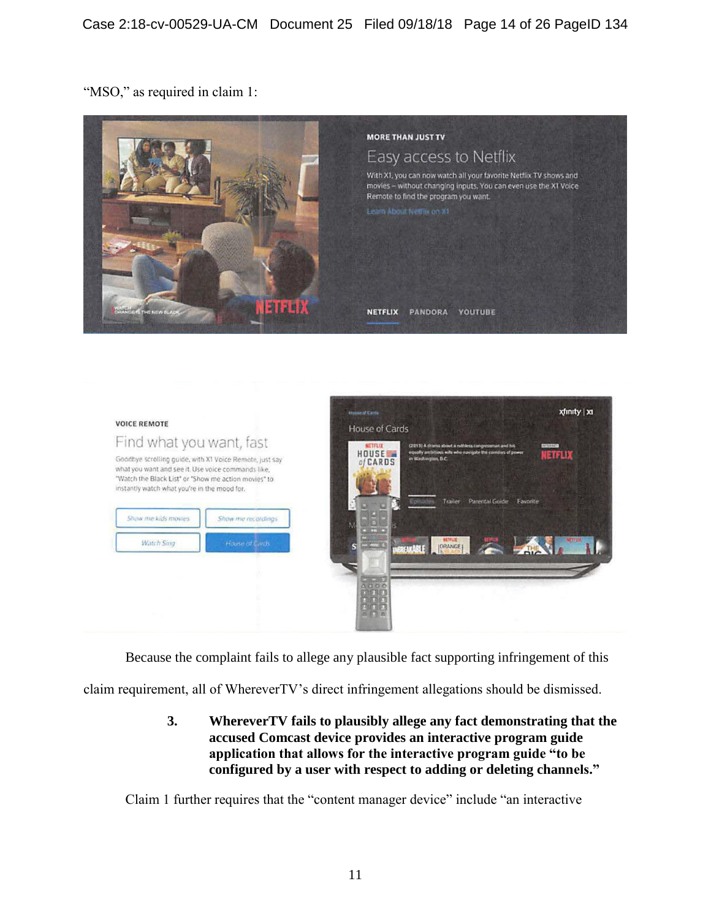"MSO," as required in claim 1:

Because the complaint fails to allege any plausible fact supporting infringement of this claim requirement, all of WhereverTV's direct infringement allegations should be dismissed.

### 3. WhereverTV fails to plausibly allege any fact demonstrating that the accused Comcast device provides an interactive program guide application that allows for the interactive program guide "to be configured by a user with respect to adding or deleting channels."

Claim 1 further requires that the "content manager device" include "an interactive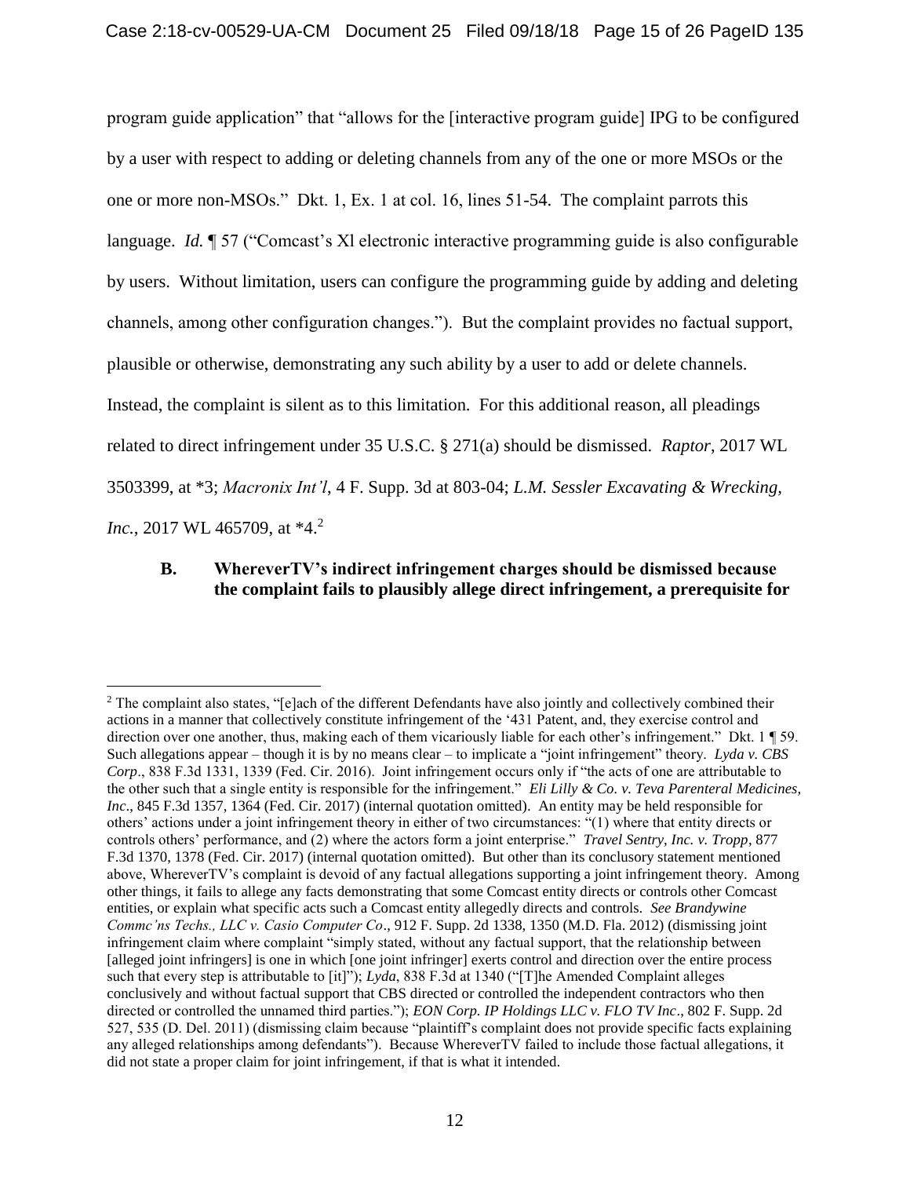program guide application" that "allows for the [interactive program guide] IPG to be configured by a user with respect to adding or deleting channels from any of the one or more MSOs or the one or more non-MSOs." Dkt. 1, Ex. 1 at col. 16, lines 51-54. The complaint parrots this language. *Id.* ¶ 57 ("Comcast's Xl electronic interactive programming guide is also configurable by users. Without limitation, users can configure the programming guide by adding and deleting channels, among other configuration changes."). But the complaint provides no factual support, plausible or otherwise, demonstrating any such ability by a user to add or delete channels. Instead, the complaint is silent as to this limitation. For this additional reason, all pleadings related to direct infringement under 35 U.S.C. § 271(a) should be dismissed. *Raptor*, 2017 WL 3503399, at *3; *Macronix Int'l*, 4 F. Supp. 3d at 803-04; *L.M. Sessler Excavating & Wrecking, Inc.*, 2017 WL 465709, at *4.[2]

### B. WhereverTV's indirect infringement charges should be dismissed because the complaint fails to plausibly allege direct infringement, a prerequisite for

---

[2] The complaint also states, "[e]ach of the different Defendants have also jointly and collectively combined their actions in a manner that collectively constitute infringement of the '431 Patent, and, they exercise control and direction over one another, thus, making each of them vicariously liable for each other's infringement." Dkt. 1 ¶ 59. Such allegations appear – though it is by no means clear – to implicate a "joint infringement" theory. *Lyda v. CBS Corp*., 838 F.3d 1331, 1339 (Fed. Cir. 2016). Joint infringement occurs only if "the acts of one are attributable to the other such that a single entity is responsible for the infringement." *Eli Lilly & Co. v. Teva Parenteral Medicines, Inc*., 845 F.3d 1357, 1364 (Fed. Cir. 2017) (internal quotation omitted). An entity may be held responsible for others' actions under a joint infringement theory in either of two circumstances: "(1) where that entity directs or controls others' performance, and (2) where the actors form a joint enterprise." *Travel Sentry, Inc. v. Tropp*, 877 F.3d 1370, 1378 (Fed. Cir. 2017) (internal quotation omitted). But other than its conclusory statement mentioned above, WhereverTV's complaint is devoid of any factual allegations supporting a joint infringement theory. Among other things, it fails to allege any facts demonstrating that some Comcast entity directs or controls other Comcast entities, or explain what specific acts such a Comcast entity allegedly directs and controls. *See Brandywine Commc'ns Techs., LLC v. Casio Computer Co*., 912 F. Supp. 2d 1338, 1350 (M.D. Fla. 2012) (dismissing joint infringement claim where complaint "simply stated, without any factual support, that the relationship between [alleged joint infringers] is one in which [one joint infringer] exerts control and direction over the entire process such that every step is attributable to [it]"); *Lyda*, 838 F.3d at 1340 ("[T]he Amended Complaint alleges conclusively and without factual support that CBS directed or controlled the independent contractors who then directed or controlled the unnamed third parties."); *EON Corp. IP Holdings LLC v. FLO TV Inc*., 802 F. Supp. 2d 527, 535 (D. Del. 2011) (dismissing claim because "plaintiff's complaint does not provide specific facts explaining any alleged relationships among defendants"). Because WhereverTV failed to include those factual allegations, it did not state a proper claim for joint infringement, if that is what it intended.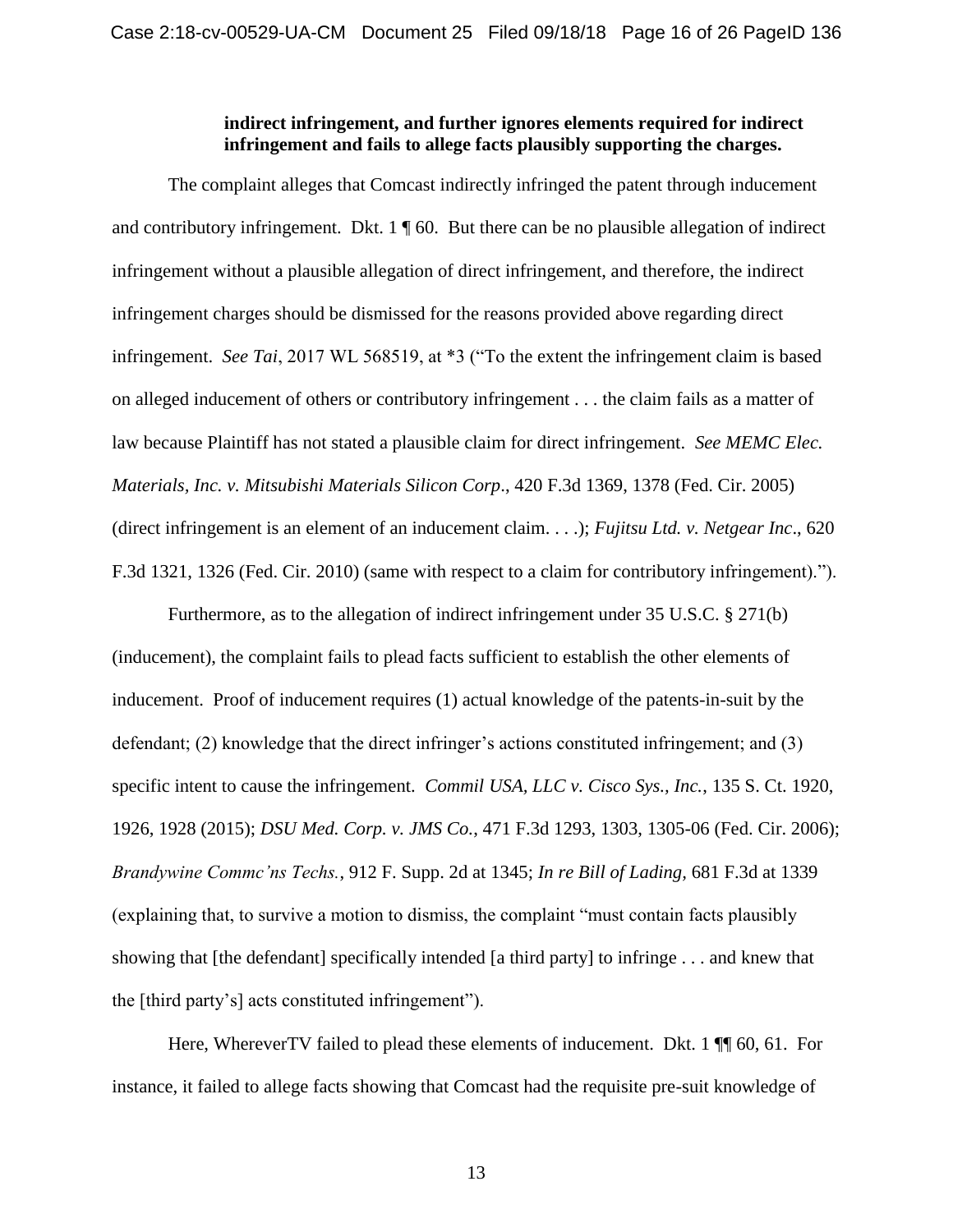**indirect infringement, and further ignores elements required for indirect infringement and fails to allege facts plausibly supporting the charges.**

The complaint alleges that Comcast indirectly infringed the patent through inducement and contributory infringement. Dkt. 1 ¶ 60. But there can be no plausible allegation of indirect infringement without a plausible allegation of direct infringement, and therefore, the indirect infringement charges should be dismissed for the reasons provided above regarding direct infringement. *See Tai*, 2017 WL 568519, at *3 ("To the extent the infringement claim is based on alleged inducement of others or contributory infringement . . . the claim fails as a matter of law because Plaintiff has not stated a plausible claim for direct infringement. *See MEMC Elec. Materials, Inc. v. Mitsubishi Materials Silicon Corp*., 420 F.3d 1369, 1378 (Fed. Cir. 2005) (direct infringement is an element of an inducement claim. . . .); *Fujitsu Ltd. v. Netgear Inc*., 620 F.3d 1321, 1326 (Fed. Cir. 2010) (same with respect to a claim for contributory infringement).").

Furthermore, as to the allegation of indirect infringement under 35 U.S.C. § 271(b) (inducement), the complaint fails to plead facts sufficient to establish the other elements of inducement. Proof of inducement requires (1) actual knowledge of the patents-in-suit by the defendant; (2) knowledge that the direct infringer's actions constituted infringement; and (3) specific intent to cause the infringement. *Commil USA, LLC v. Cisco Sys., Inc.*, 135 S. Ct. 1920, 1926, 1928 (2015); *DSU Med. Corp. v. JMS Co.*, 471 F.3d 1293, 1303, 1305-06 (Fed. Cir. 2006); *Brandywine Commc'ns Techs.*, 912 F. Supp. 2d at 1345; *In re Bill of Lading,* 681 F.3d at 1339 (explaining that, to survive a motion to dismiss, the complaint "must contain facts plausibly showing that [the defendant] specifically intended [a third party] to infringe . . . and knew that the [third party's] acts constituted infringement").

Here, WhereverTV failed to plead these elements of inducement. Dkt. 1 ¶¶ 60, 61. For instance, it failed to allege facts showing that Comcast had the requisite pre-suit knowledge of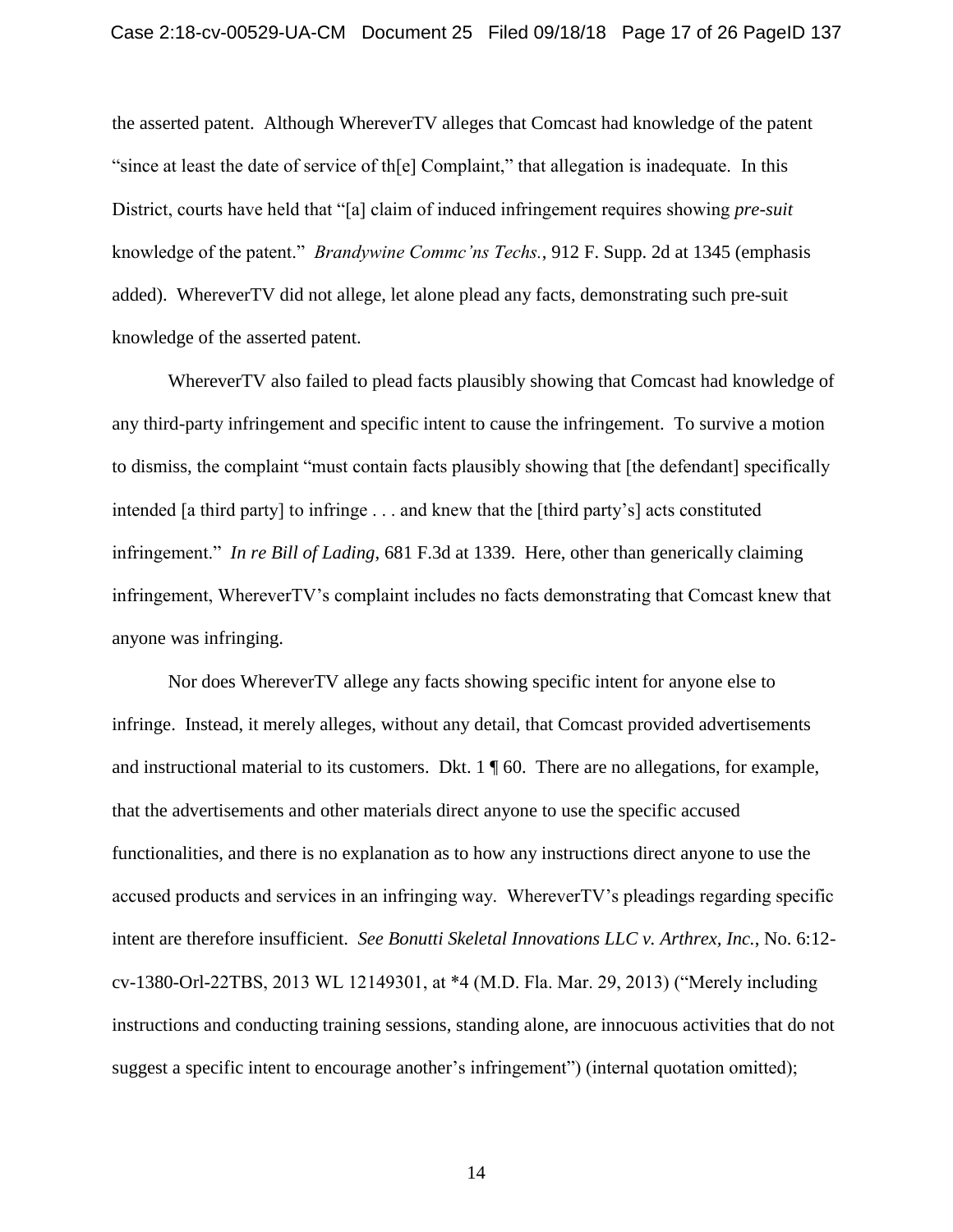the asserted patent. Although WhereverTV alleges that Comcast had knowledge of the patent "since at least the date of service of th[e] Complaint," that allegation is inadequate. In this District, courts have held that "[a] claim of induced infringement requires showing *pre-suit* knowledge of the patent." *Brandywine Commc'ns Techs.*, 912 F. Supp. 2d at 1345 (emphasis added). WhereverTV did not allege, let alone plead any facts, demonstrating such pre-suit knowledge of the asserted patent.

WhereverTV also failed to plead facts plausibly showing that Comcast had knowledge of any third-party infringement and specific intent to cause the infringement. To survive a motion to dismiss, the complaint "must contain facts plausibly showing that [the defendant] specifically intended [a third party] to infringe . . . and knew that the [third party's] acts constituted infringement." *In re Bill of Lading*, 681 F.3d at 1339. Here, other than generically claiming infringement, WhereverTV's complaint includes no facts demonstrating that Comcast knew that anyone was infringing.

Nor does WhereverTV allege any facts showing specific intent for anyone else to infringe. Instead, it merely alleges, without any detail, that Comcast provided advertisements and instructional material to its customers. Dkt. 1 ¶ 60. There are no allegations, for example, that the advertisements and other materials direct anyone to use the specific accused functionalities, and there is no explanation as to how any instructions direct anyone to use the accused products and services in an infringing way. WhereverTV's pleadings regarding specific intent are therefore insufficient. *See Bonutti Skeletal Innovations LLC v. Arthrex, Inc.*, No. 6:12-cv-1380-Orl-22TBS, 2013 WL 12149301, at *4 (M.D. Fla. Mar. 29, 2013) ("Merely including instructions and conducting training sessions, standing alone, are innocuous activities that do not suggest a specific intent to encourage another's infringement") (internal quotation omitted);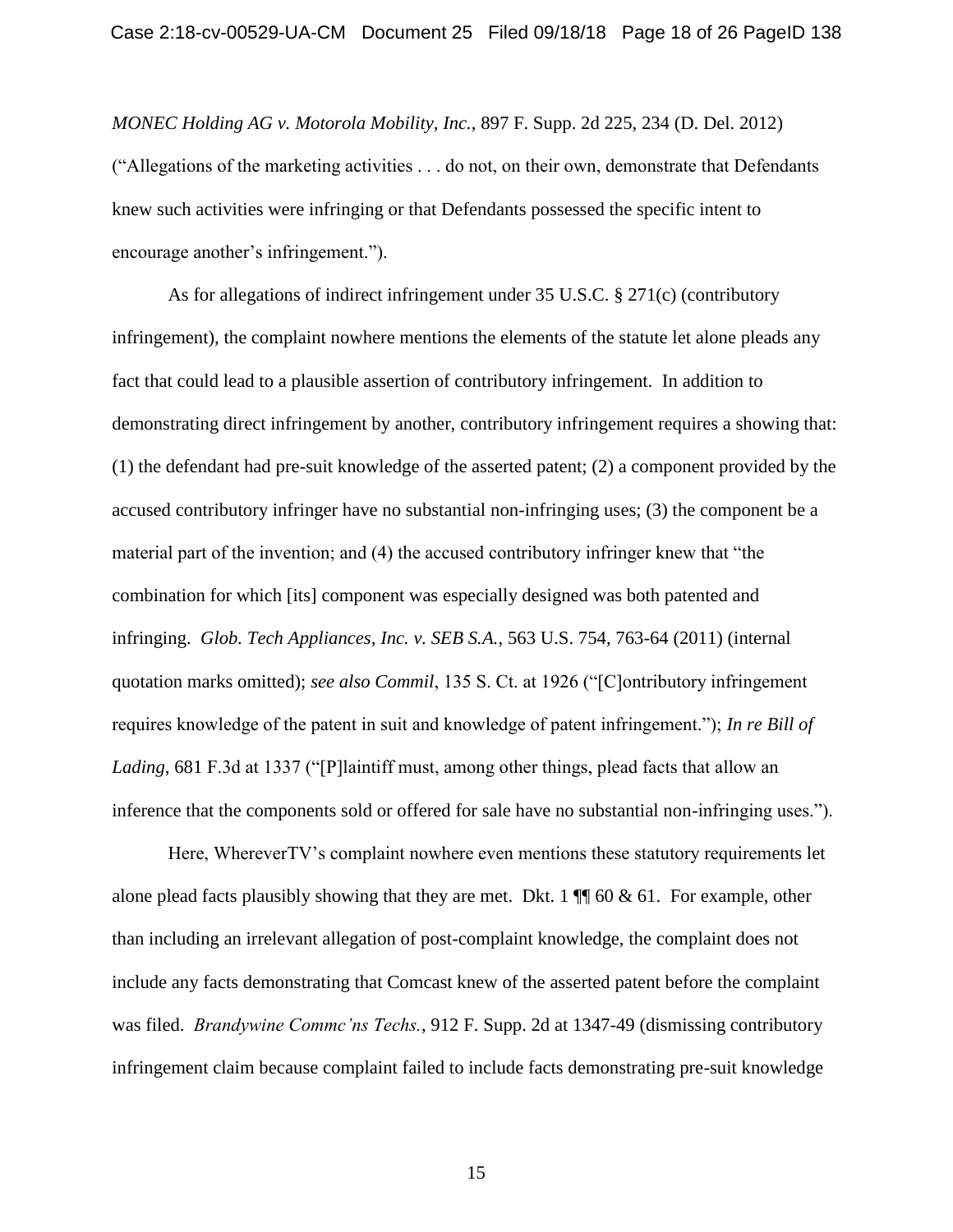*MONEC Holding AG v. Motorola Mobility, Inc.*, 897 F. Supp. 2d 225, 234 (D. Del. 2012) ("Allegations of the marketing activities . . . do not, on their own, demonstrate that Defendants knew such activities were infringing or that Defendants possessed the specific intent to encourage another's infringement.").

As for allegations of indirect infringement under 35 U.S.C. § 271(c) (contributory infringement), the complaint nowhere mentions the elements of the statute let alone pleads any fact that could lead to a plausible assertion of contributory infringement. In addition to demonstrating direct infringement by another, contributory infringement requires a showing that: (1) the defendant had pre-suit knowledge of the asserted patent; (2) a component provided by the accused contributory infringer have no substantial non-infringing uses; (3) the component be a material part of the invention; and (4) the accused contributory infringer knew that "the combination for which [its] component was especially designed was both patented and infringing. *Glob. Tech Appliances, Inc. v. SEB S.A.*, 563 U.S. 754, 763-64 (2011) (internal quotation marks omitted); *see also Commil*, 135 S. Ct. at 1926 ("[C]ontributory infringement requires knowledge of the patent in suit and knowledge of patent infringement."); *In re Bill of Lading*, 681 F.3d at 1337 ("[P]laintiff must, among other things, plead facts that allow an inference that the components sold or offered for sale have no substantial non-infringing uses.").

Here, WhereverTV's complaint nowhere even mentions these statutory requirements let alone plead facts plausibly showing that they are met. Dkt. 1 ¶¶ 60 & 61. For example, other than including an irrelevant allegation of post-complaint knowledge, the complaint does not include any facts demonstrating that Comcast knew of the asserted patent before the complaint was filed. *Brandywine Commc'ns Techs.*, 912 F. Supp. 2d at 1347-49 (dismissing contributory infringement claim because complaint failed to include facts demonstrating pre-suit knowledge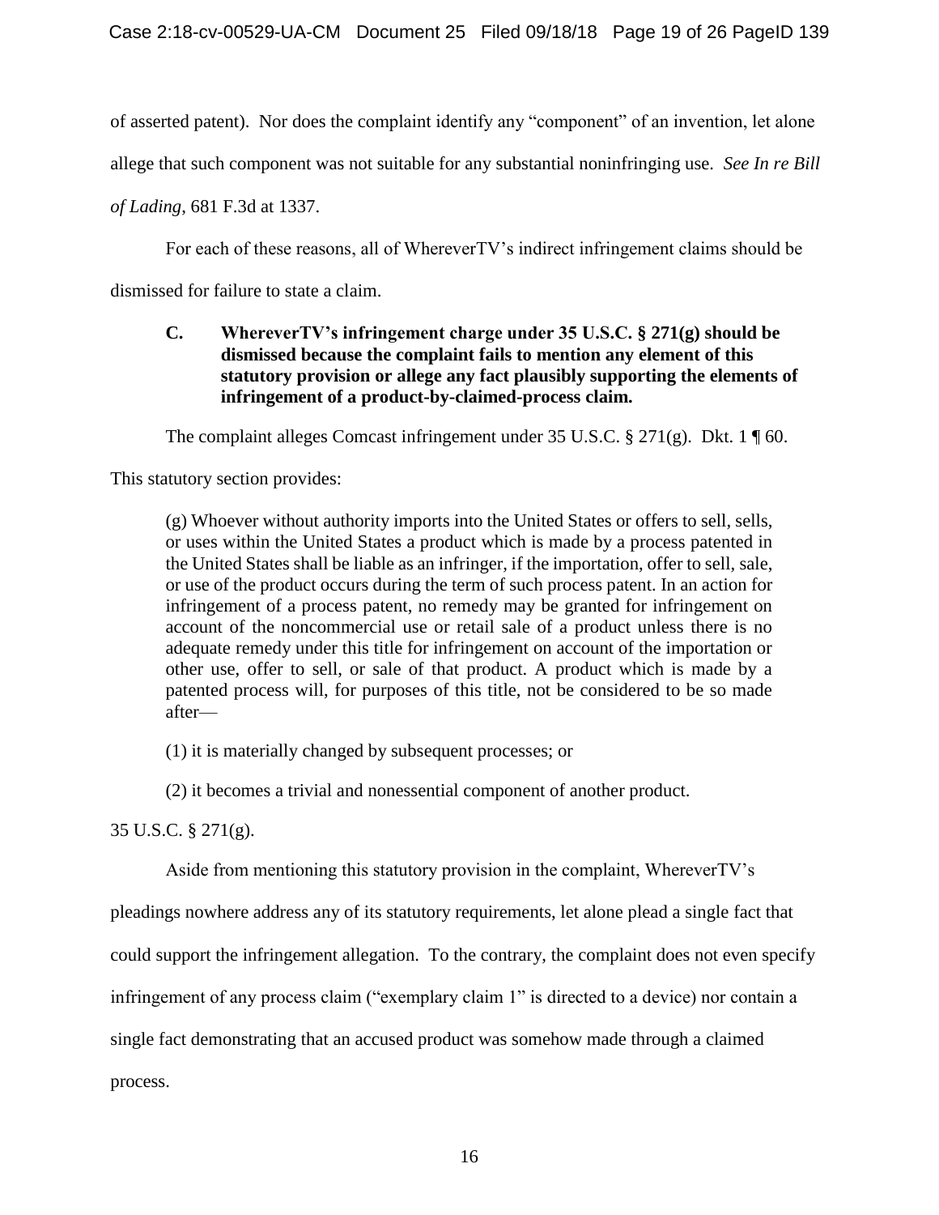of asserted patent). Nor does the complaint identify any "component" of an invention, let alone allege that such component was not suitable for any substantial noninfringing use. *See In re Bill of Lading*, 681 F.3d at 1337.

For each of these reasons, all of WhereverTV's indirect infringement claims should be dismissed for failure to state a claim.

### C. WhereverTV's infringement charge under 35 U.S.C. § 271(g) should be dismissed because the complaint fails to mention any element of this statutory provision or allege any fact plausibly supporting the elements of infringement of a product-by-claimed-process claim.

The complaint alleges Comcast infringement under 35 U.S.C. § 271(g). Dkt. 1 ¶ 60.

This statutory section provides:

> (g) Whoever without authority imports into the United States or offers to sell, sells, or uses within the United States a product which is made by a process patented in the United States shall be liable as an infringer, if the importation, offer to sell, sale, or use of the product occurs during the term of such process patent. In an action for infringement of a process patent, no remedy may be granted for infringement on account of the noncommercial use or retail sale of a product unless there is no adequate remedy under this title for infringement on account of the importation or other use, offer to sell, or sale of that product. A product which is made by a patented process will, for purposes of this title, not be considered to be so made after—
>
> (1) it is materially changed by subsequent processes; or
>
> (2) it becomes a trivial and nonessential component of another product.

35 U.S.C. § 271(g).

Aside from mentioning this statutory provision in the complaint, WhereverTV's pleadings nowhere address any of its statutory requirements, let alone plead a single fact that could support the infringement allegation. To the contrary, the complaint does not even specify infringement of any process claim ("exemplary claim 1" is directed to a device) nor contain a single fact demonstrating that an accused product was somehow made through a claimed process.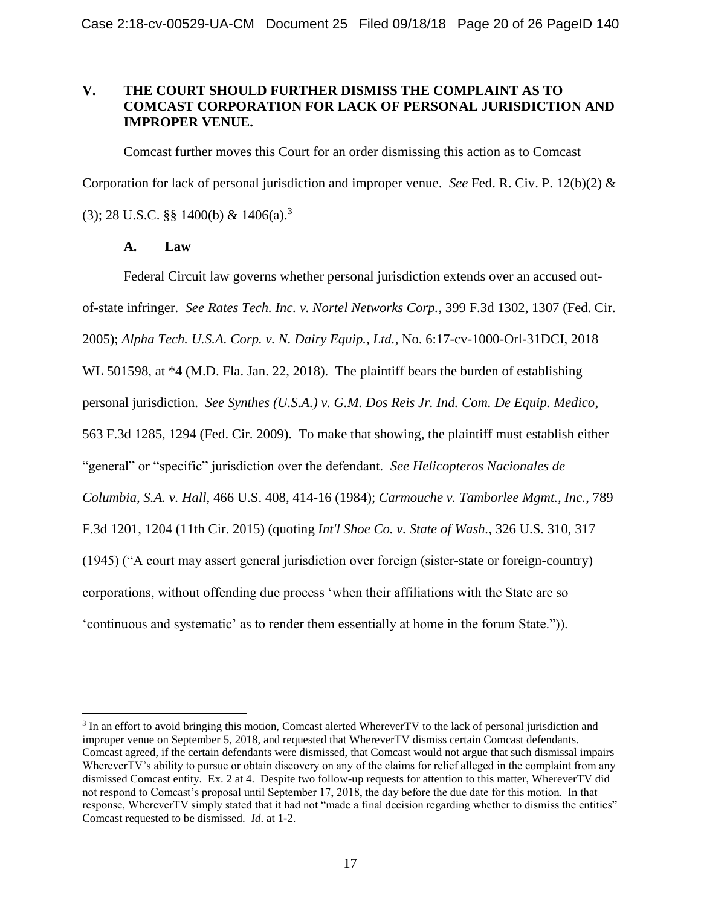## V. THE COURT SHOULD FURTHER DISMISS THE COMPLAINT AS TO COMCAST CORPORATION FOR LACK OF PERSONAL JURISDICTION AND IMPROPER VENUE.

Comcast further moves this Court for an order dismissing this action as to Comcast Corporation for lack of personal jurisdiction and improper venue. *See* Fed. R. Civ. P. 12(b)(2) & (3); 28 U.S.C. §§ 1400(b) & 1406(a).[3]

### A. Law

Federal Circuit law governs whether personal jurisdiction extends over an accused out-of-state infringer. *See Rates Tech. Inc. v. Nortel Networks Corp.*, 399 F.3d 1302, 1307 (Fed. Cir. 2005); *Alpha Tech. U.S.A. Corp. v. N. Dairy Equip., Ltd.*, No. 6:17-cv-1000-Orl-31DCI, 2018 WL 501598, at *4 (M.D. Fla. Jan. 22, 2018). The plaintiff bears the burden of establishing personal jurisdiction. *See Synthes (U.S.A.) v. G.M. Dos Reis Jr. Ind. Com. De Equip. Medico*, 563 F.3d 1285, 1294 (Fed. Cir. 2009). To make that showing, the plaintiff must establish either "general" or "specific" jurisdiction over the defendant. *See Helicopteros Nacionales de Columbia, S.A. v. Hall*, 466 U.S. 408, 414-16 (1984); *Carmouche v. Tamborlee Mgmt., Inc.*, 789 F.3d 1201, 1204 (11th Cir. 2015) (quoting *Int'l Shoe Co. v. State of Wash.*, 326 U.S. 310, 317 (1945) ("A court may assert general jurisdiction over foreign (sister-state or foreign-country) corporations, without offending due process 'when their affiliations with the State are so 'continuous and systematic' as to render them essentially at home in the forum State.")).

---

[3] In an effort to avoid bringing this motion, Comcast alerted WhereverTV to the lack of personal jurisdiction and improper venue on September 5, 2018, and requested that WhereverTV dismiss certain Comcast defendants. Comcast agreed, if the certain defendants were dismissed, that Comcast would not argue that such dismissal impairs WhereverTV's ability to pursue or obtain discovery on any of the claims for relief alleged in the complaint from any dismissed Comcast entity. Ex. 2 at 4. Despite two follow-up requests for attention to this matter, WhereverTV did not respond to Comcast's proposal until September 17, 2018, the day before the due date for this motion. In that response, WhereverTV simply stated that it had not "made a final decision regarding whether to dismiss the entities" Comcast requested to be dismissed. *Id*. at 1-2.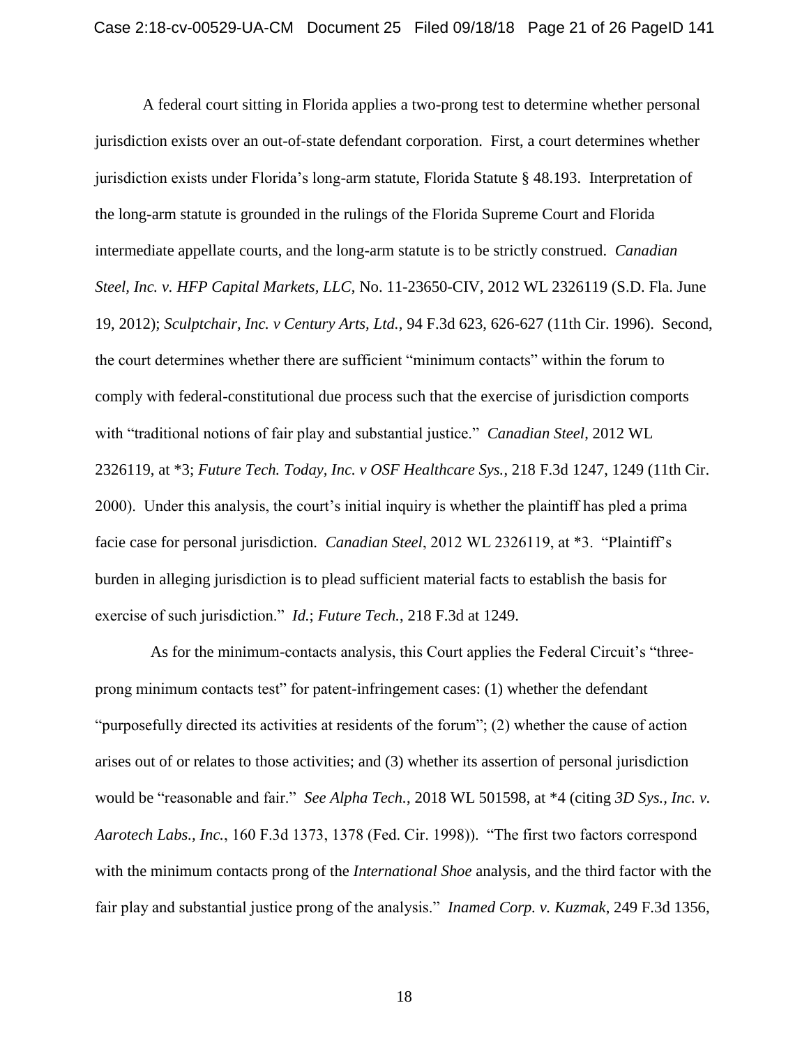A federal court sitting in Florida applies a two-prong test to determine whether personal jurisdiction exists over an out-of-state defendant corporation. First, a court determines whether jurisdiction exists under Florida's long-arm statute, Florida Statute § 48.193. Interpretation of the long-arm statute is grounded in the rulings of the Florida Supreme Court and Florida intermediate appellate courts, and the long-arm statute is to be strictly construed. *Canadian Steel, Inc. v. HFP Capital Markets, LLC*, No. 11-23650-CIV, 2012 WL 2326119 (S.D. Fla. June 19, 2012); *Sculptchair, Inc. v Century Arts, Ltd.*, 94 F.3d 623, 626-627 (11th Cir. 1996). Second, the court determines whether there are sufficient "minimum contacts" within the forum to comply with federal-constitutional due process such that the exercise of jurisdiction comports with "traditional notions of fair play and substantial justice." *Canadian Steel*, 2012 WL 2326119, at *3; *Future Tech. Today, Inc. v OSF Healthcare Sys.*, 218 F.3d 1247, 1249 (11th Cir. 2000). Under this analysis, the court's initial inquiry is whether the plaintiff has pled a prima facie case for personal jurisdiction. *Canadian Steel*, 2012 WL 2326119, at *3. "Plaintiff's burden in alleging jurisdiction is to plead sufficient material facts to establish the basis for exercise of such jurisdiction." *Id.*; *Future Tech.*, 218 F.3d at 1249.

As for the minimum-contacts analysis, this Court applies the Federal Circuit's "three-prong minimum contacts test" for patent-infringement cases: (1) whether the defendant "purposefully directed its activities at residents of the forum"; (2) whether the cause of action arises out of or relates to those activities; and (3) whether its assertion of personal jurisdiction would be "reasonable and fair." *See Alpha Tech.*, 2018 WL 501598, at *4 (citing *3D Sys., Inc. v. Aarotech Labs., Inc.*, 160 F.3d 1373, 1378 (Fed. Cir. 1998)). "The first two factors correspond with the minimum contacts prong of the *International Shoe* analysis, and the third factor with the fair play and substantial justice prong of the analysis." *Inamed Corp. v. Kuzmak*, 249 F.3d 1356,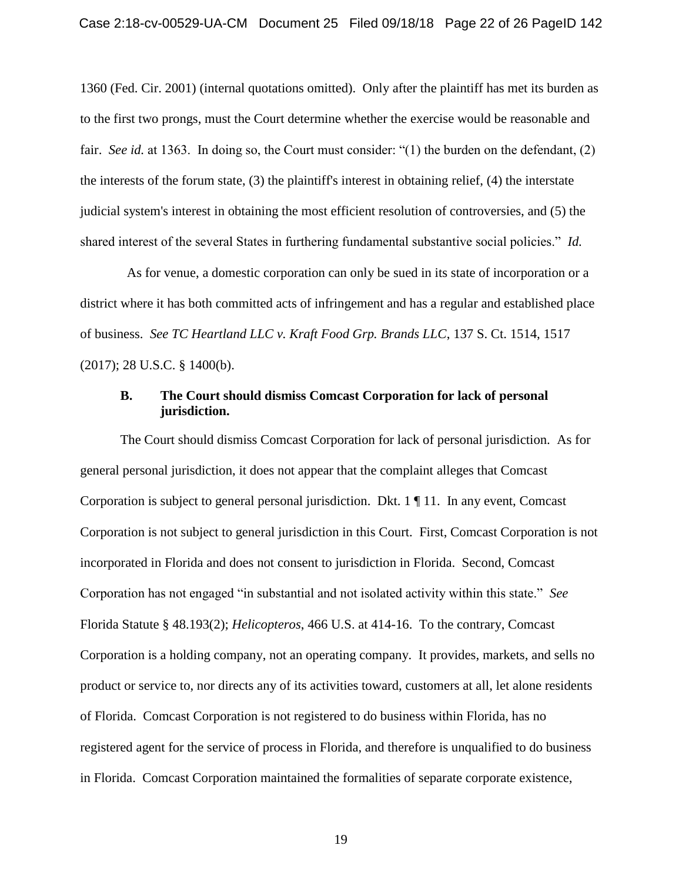1360 (Fed. Cir. 2001) (internal quotations omitted). Only after the plaintiff has met its burden as to the first two prongs, must the Court determine whether the exercise would be reasonable and fair. *See id.* at 1363. In doing so, the Court must consider: "(1) the burden on the defendant, (2) the interests of the forum state, (3) the plaintiff's interest in obtaining relief, (4) the interstate judicial system's interest in obtaining the most efficient resolution of controversies, and (5) the shared interest of the several States in furthering fundamental substantive social policies." *Id.*

As for venue, a domestic corporation can only be sued in its state of incorporation or a district where it has both committed acts of infringement and has a regular and established place of business. *See TC Heartland LLC v. Kraft Food Grp. Brands LLC*, 137 S. Ct. 1514, 1517 (2017); 28 U.S.C. § 1400(b).

### B. The Court should dismiss Comcast Corporation for lack of personal jurisdiction.

The Court should dismiss Comcast Corporation for lack of personal jurisdiction. As for general personal jurisdiction, it does not appear that the complaint alleges that Comcast Corporation is subject to general personal jurisdiction. Dkt. 1 ¶ 11. In any event, Comcast Corporation is not subject to general jurisdiction in this Court. First, Comcast Corporation is not incorporated in Florida and does not consent to jurisdiction in Florida. Second, Comcast Corporation has not engaged "in substantial and not isolated activity within this state." *See* Florida Statute § 48.193(2); *Helicopteros*, 466 U.S. at 414-16. To the contrary, Comcast Corporation is a holding company, not an operating company. It provides, markets, and sells no product or service to, nor directs any of its activities toward, customers at all, let alone residents of Florida. Comcast Corporation is not registered to do business within Florida, has no registered agent for the service of process in Florida, and therefore is unqualified to do business in Florida. Comcast Corporation maintained the formalities of separate corporate existence,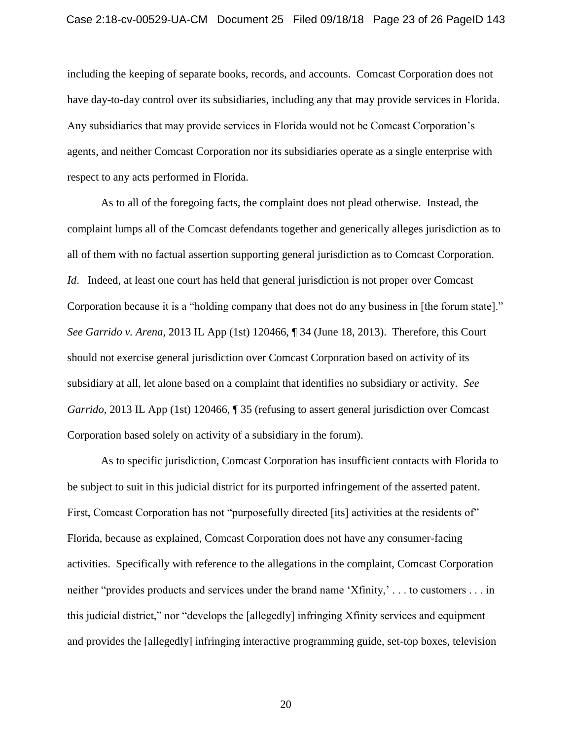including the keeping of separate books, records, and accounts. Comcast Corporation does not have day-to-day control over its subsidiaries, including any that may provide services in Florida. Any subsidiaries that may provide services in Florida would not be Comcast Corporation's agents, and neither Comcast Corporation nor its subsidiaries operate as a single enterprise with respect to any acts performed in Florida.

As to all of the foregoing facts, the complaint does not plead otherwise. Instead, the complaint lumps all of the Comcast defendants together and generically alleges jurisdiction as to all of them with no factual assertion supporting general jurisdiction as to Comcast Corporation. *Id*. Indeed, at least one court has held that general jurisdiction is not proper over Comcast Corporation because it is a "holding company that does not do any business in [the forum state]." *See Garrido v. Arena*, 2013 IL App (1st) 120466, ¶ 34 (June 18, 2013). Therefore, this Court should not exercise general jurisdiction over Comcast Corporation based on activity of its subsidiary at all, let alone based on a complaint that identifies no subsidiary or activity. *See Garrido*, 2013 IL App (1st) 120466, ¶ 35 (refusing to assert general jurisdiction over Comcast Corporation based solely on activity of a subsidiary in the forum).

As to specific jurisdiction, Comcast Corporation has insufficient contacts with Florida to be subject to suit in this judicial district for its purported infringement of the asserted patent. First, Comcast Corporation has not "purposefully directed [its] activities at the residents of" Florida, because as explained, Comcast Corporation does not have any consumer-facing activities. Specifically with reference to the allegations in the complaint, Comcast Corporation neither "provides products and services under the brand name 'Xfinity,' . . . to customers . . . in this judicial district," nor "develops the [allegedly] infringing Xfinity services and equipment and provides the [allegedly] infringing interactive programming guide, set-top boxes, television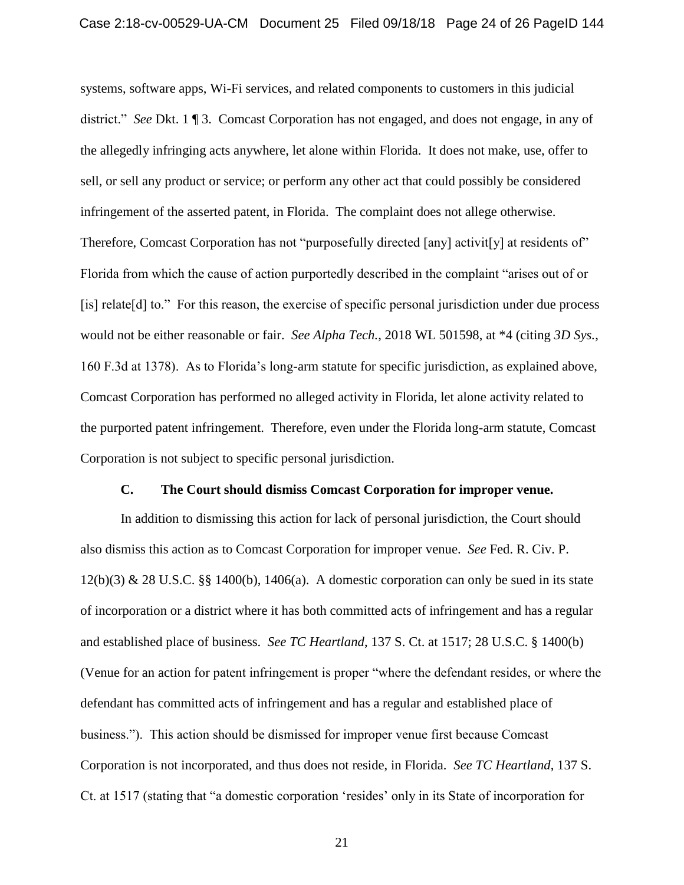systems, software apps, Wi-Fi services, and related components to customers in this judicial district." *See* Dkt. 1 ¶ 3. Comcast Corporation has not engaged, and does not engage, in any of the allegedly infringing acts anywhere, let alone within Florida. It does not make, use, offer to sell, or sell any product or service; or perform any other act that could possibly be considered infringement of the asserted patent, in Florida. The complaint does not allege otherwise. Therefore, Comcast Corporation has not "purposefully directed [any] activit[y] at residents of" Florida from which the cause of action purportedly described in the complaint "arises out of or [is] relate[d] to." For this reason, the exercise of specific personal jurisdiction under due process would not be either reasonable or fair. *See Alpha Tech.*, 2018 WL 501598, at *4 (citing *3D Sys.*, 160 F.3d at 1378). As to Florida's long-arm statute for specific jurisdiction, as explained above, Comcast Corporation has performed no alleged activity in Florida, let alone activity related to the purported patent infringement. Therefore, even under the Florida long-arm statute, Comcast Corporation is not subject to specific personal jurisdiction.

### C. The Court should dismiss Comcast Corporation for improper venue.

In addition to dismissing this action for lack of personal jurisdiction, the Court should also dismiss this action as to Comcast Corporation for improper venue. *See* Fed. R. Civ. P. 12(b)(3) & 28 U.S.C. §§ 1400(b), 1406(a). A domestic corporation can only be sued in its state of incorporation or a district where it has both committed acts of infringement and has a regular and established place of business. *See TC Heartland*, 137 S. Ct. at 1517; 28 U.S.C. § 1400(b) (Venue for an action for patent infringement is proper "where the defendant resides, or where the defendant has committed acts of infringement and has a regular and established place of business."). This action should be dismissed for improper venue first because Comcast Corporation is not incorporated, and thus does not reside, in Florida. *See TC Heartland*, 137 S. Ct. at 1517 (stating that "a domestic corporation 'resides' only in its State of incorporation for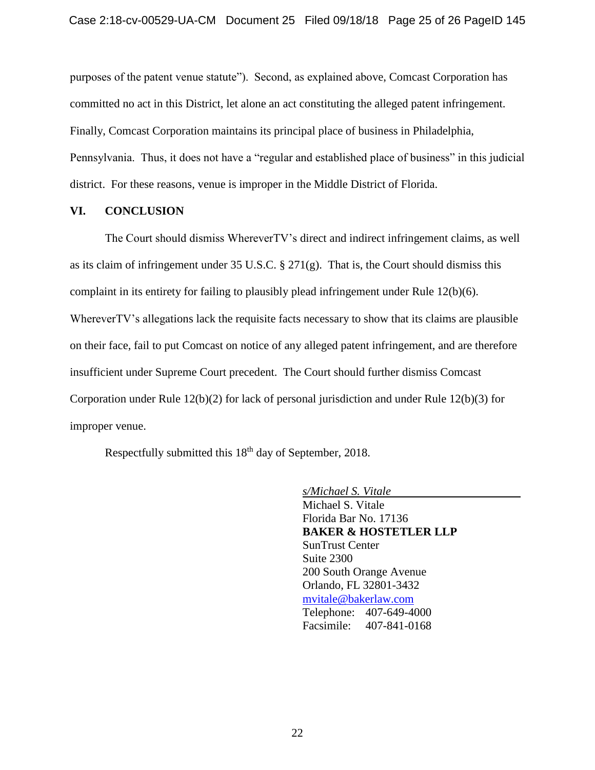purposes of the patent venue statute"). Second, as explained above, Comcast Corporation has committed no act in this District, let alone an act constituting the alleged patent infringement. Finally, Comcast Corporation maintains its principal place of business in Philadelphia, Pennsylvania. Thus, it does not have a "regular and established place of business" in this judicial district. For these reasons, venue is improper in the Middle District of Florida.

## VI. CONCLUSION

The Court should dismiss WhereverTV's direct and indirect infringement claims, as well as its claim of infringement under 35 U.S.C. § 271(g). That is, the Court should dismiss this complaint in its entirety for failing to plausibly plead infringement under Rule 12(b)(6). WhereverTV's allegations lack the requisite facts necessary to show that its claims are plausible on their face, fail to put Comcast on notice of any alleged patent infringement, and are therefore insufficient under Supreme Court precedent. The Court should further dismiss Comcast Corporation under Rule 12(b)(2) for lack of personal jurisdiction and under Rule 12(b)(3) for improper venue.

Respectfully submitted this 18th day of September, 2018.

*s/Michael S. Vitale*
Michael S. Vitale
Florida Bar No. 17136
**BAKER & HOSTETLER LLP**
SunTrust Center
Suite 2300
200 South Orange Avenue
Orlando, FL 32801-3432
mvitale@bakerlaw.com
Telephone: 407-649-4000
Facsimile: 407-841-0168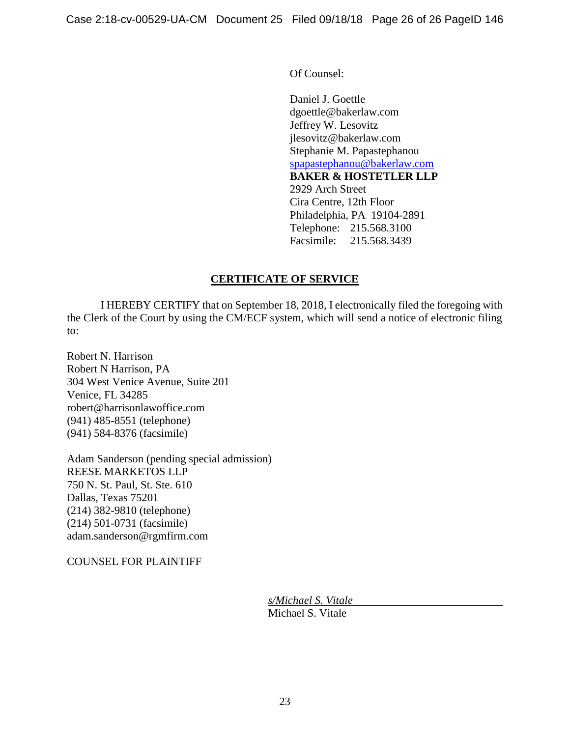Of Counsel:

Daniel J. Goettle
dgoettle@bakerlaw.com
Jeffrey W. Lesovitz
jlesovitz@bakerlaw.com
Stephanie M. Papastephanou
spapastephanou@bakerlaw.com
**BAKER & HOSTETLER LLP**
2929 Arch Street
Cira Centre, 12th Floor
Philadelphia, PA 19104-2891
Telephone: 215.568.3100
Facsimile: 215.568.3439

## CERTIFICATE OF SERVICE

I HEREBY CERTIFY that on September 18, 2018, I electronically filed the foregoing with the Clerk of the Court by using the CM/ECF system, which will send a notice of electronic filing to:

Robert N. Harrison
Robert N Harrison, PA
304 West Venice Avenue, Suite 201
Venice, FL 34285
robert@harrisonlawoffice.com
(941) 485-8551 (telephone)
(941) 584-8376 (facsimile)

Adam Sanderson (pending special admission)
REESE MARKETOS LLP
750 N. St. Paul, St. Ste. 610
Dallas, Texas 75201
(214) 382-9810 (telephone)
(214) 501-0731 (facsimile)
adam.sanderson@rgmfirm.com

COUNSEL FOR PLAINTIFF

*s/Michael S. Vitale*
Michael S. Vitale